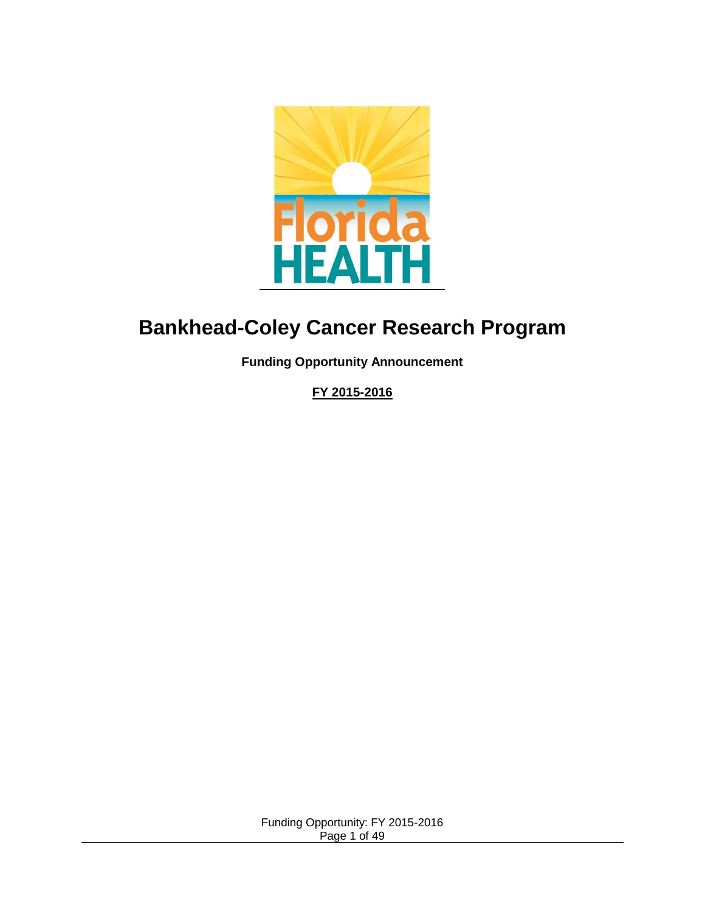# Bankhead-Coley Cancer Research Program

**Funding Opportunity Announcement**

**FY 2015-2016**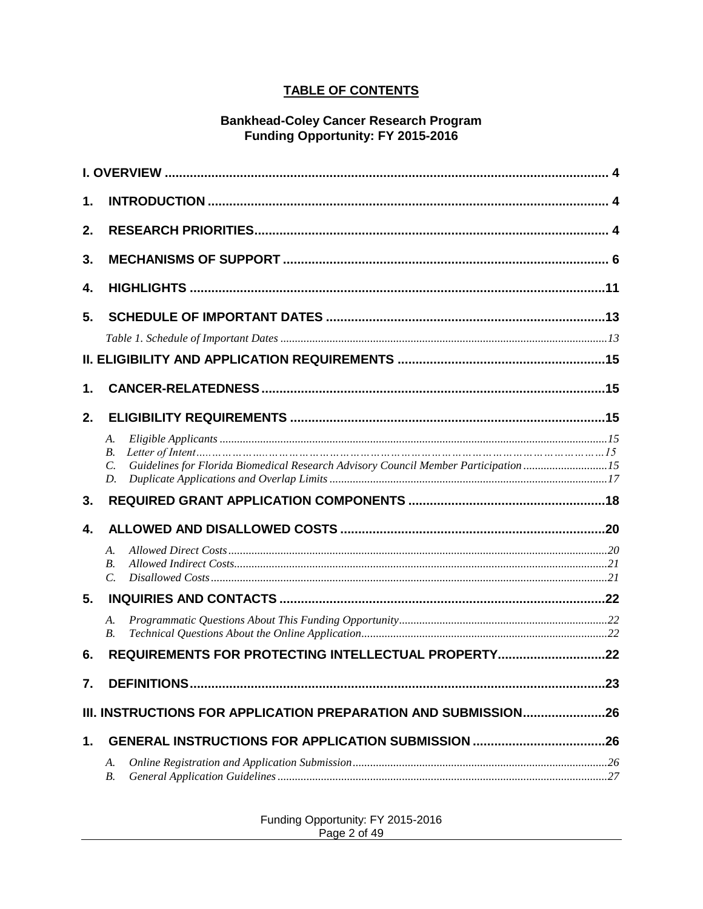## TABLE OF CONTENTS

**Bankhead-Coley Cancer Research Program**
**Funding Opportunity: FY 2015-2016**

**I. OVERVIEW ..... 4**

**1. INTRODUCTION ..... 4**

**2. RESEARCH PRIORITIES ..... 4**

**3. MECHANISMS OF SUPPORT ..... 6**

**4. HIGHLIGHTS ..... 11**

**5. SCHEDULE OF IMPORTANT DATES ..... 13**

*Table 1. Schedule of Important Dates ..... 13*

**II. ELIGIBILITY AND APPLICATION REQUIREMENTS ..... 15**

**1. CANCER-RELATEDNESS ..... 15**

**2. ELIGIBILITY REQUIREMENTS ..... 15**

- *A. Eligible Applicants ..... 15*
- *B. Letter of Intent ..... 15*
- *C. Guidelines for Florida Biomedical Research Advisory Council Member Participation ..... 15*
- *D. Duplicate Applications and Overlap Limits ..... 17*

**3. REQUIRED GRANT APPLICATION COMPONENTS ..... 18**

**4. ALLOWED AND DISALLOWED COSTS ..... 20**

- *A. Allowed Direct Costs ..... 20*
- *B. Allowed Indirect Costs ..... 21*
- *C. Disallowed Costs ..... 21*

**5. INQUIRIES AND CONTACTS ..... 22**

- *A. Programmatic Questions About This Funding Opportunity ..... 22*
- *B. Technical Questions About the Online Application ..... 22*

**6. REQUIREMENTS FOR PROTECTING INTELLECTUAL PROPERTY ..... 22**

**7. DEFINITIONS ..... 23**

**III. INSTRUCTIONS FOR APPLICATION PREPARATION AND SUBMISSION ..... 26**

**1. GENERAL INSTRUCTIONS FOR APPLICATION SUBMISSION ..... 26**

- *A. Online Registration and Application Submission ..... 26*
- *B. General Application Guidelines ..... 27*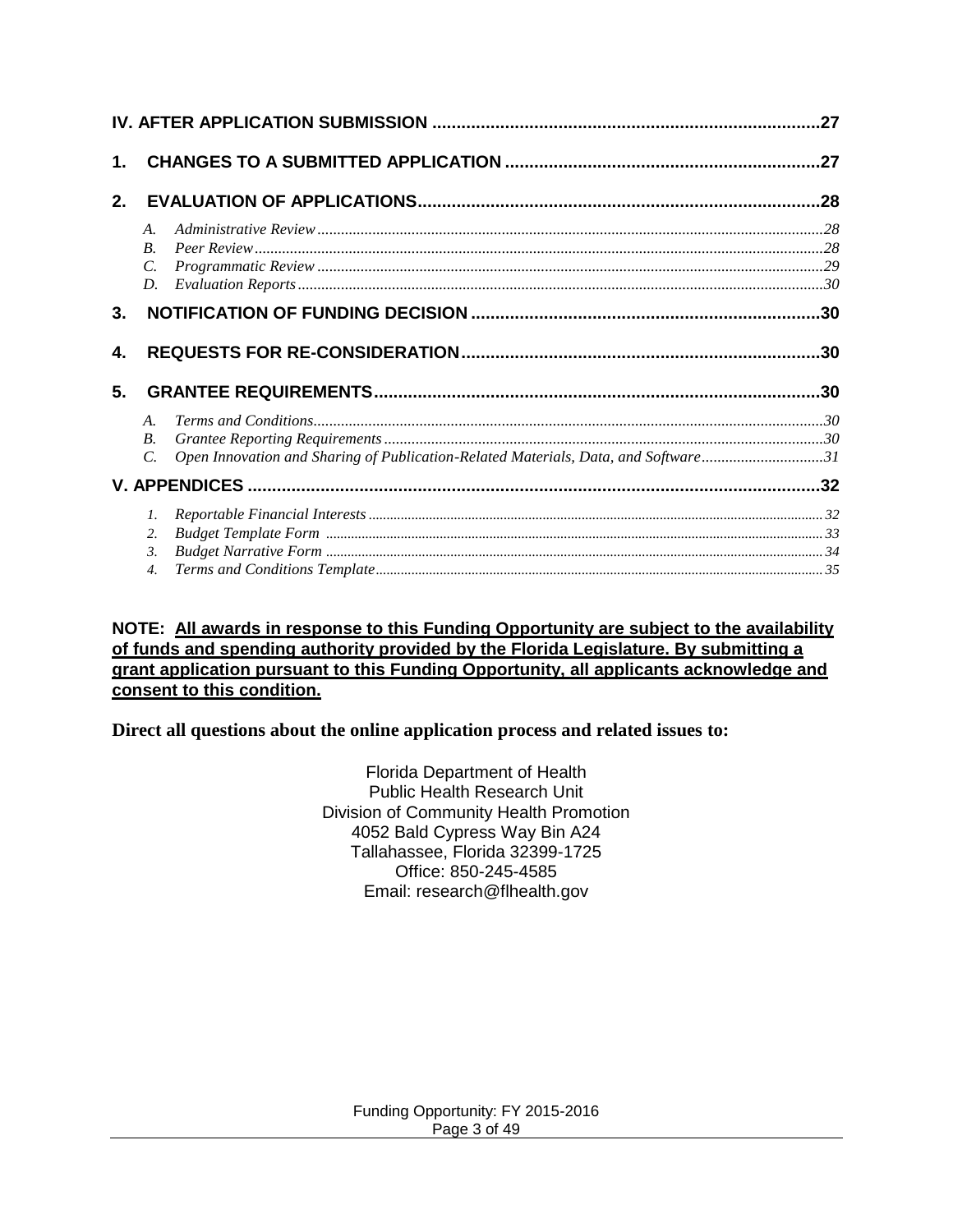**IV. AFTER APPLICATION SUBMISSION ..................................................................................27**

**1. CHANGES TO A SUBMITTED APPLICATION ...............................................................27**

**2. EVALUATION OF APPLICATIONS.................................................................................28**

- *A. Administrative Review ...........................................................................................................28*
- *B. Peer Review...........................................................................................................................28*
- *C. Programmatic Review ...........................................................................................................29*
- *D. Evaluation Reports ................................................................................................................30*

**3. NOTIFICATION OF FUNDING DECISION .......................................................................30**

**4. REQUESTS FOR RE-CONSIDERATION..........................................................................30**

**5. GRANTEE REQUIREMENTS...........................................................................................30**

- *A. Terms and Conditions.............................................................................................................30*
- *B. Grantee Reporting Requirements ..........................................................................................30*
- *C. Open Innovation and Sharing of Publication-Related Materials, Data, and Software..............................31*

**V. APPENDICES ......................................................................................................................32**

- *1. Reportable Financial Interests ..............................................................................................32*
- *2. Budget Template Form ..........................................................................................................33*
- *3. Budget Narrative Form ..........................................................................................................34*
- *4. Terms and Conditions Template.............................................................................................35*

**NOTE: All awards in response to this Funding Opportunity are subject to the availability of funds and spending authority provided by the Florida Legislature. By submitting a grant application pursuant to this Funding Opportunity, all applicants acknowledge and consent to this condition.**

**Direct all questions about the online application process and related issues to:**

Florida Department of Health
Public Health Research Unit
Division of Community Health Promotion
4052 Bald Cypress Way Bin A24
Tallahassee, Florida 32399-1725
Office: 850-245-4585
Email: research@flhealth.gov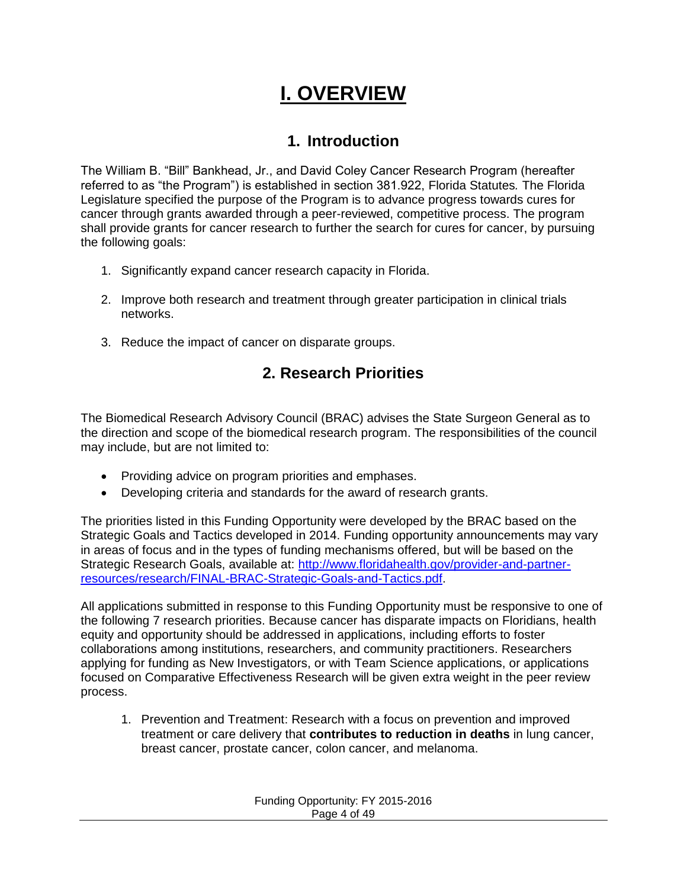# I. OVERVIEW

## 1. Introduction

The William B. "Bill" Bankhead, Jr., and David Coley Cancer Research Program (hereafter referred to as "the Program") is established in section 381.922, Florida Statutes*.* The Florida Legislature specified the purpose of the Program is to advance progress towards cures for cancer through grants awarded through a peer-reviewed, competitive process. The program shall provide grants for cancer research to further the search for cures for cancer, by pursuing the following goals:

1. Significantly expand cancer research capacity in Florida.
2. Improve both research and treatment through greater participation in clinical trials networks.
3. Reduce the impact of cancer on disparate groups.

## 2. Research Priorities

The Biomedical Research Advisory Council (BRAC) advises the State Surgeon General as to the direction and scope of the biomedical research program. The responsibilities of the council may include, but are not limited to:

- Providing advice on program priorities and emphases.
- Developing criteria and standards for the award of research grants.

The priorities listed in this Funding Opportunity were developed by the BRAC based on the Strategic Goals and Tactics developed in 2014. Funding opportunity announcements may vary in areas of focus and in the types of funding mechanisms offered, but will be based on the Strategic Research Goals, available at: [http://www.floridahealth.gov/provider-and-partner-resources/research/FINAL-BRAC-Strategic-Goals-and-Tactics.pdf](http://www.floridahealth.gov/provider-and-partner-resources/research/FINAL-BRAC-Strategic-Goals-and-Tactics.pdf).

All applications submitted in response to this Funding Opportunity must be responsive to one of the following 7 research priorities. Because cancer has disparate impacts on Floridians, health equity and opportunity should be addressed in applications, including efforts to foster collaborations among institutions, researchers, and community practitioners. Researchers applying for funding as New Investigators, or with Team Science applications, or applications focused on Comparative Effectiveness Research will be given extra weight in the peer review process.

1. Prevention and Treatment: Research with a focus on prevention and improved treatment or care delivery that **contributes to reduction in deaths** in lung cancer, breast cancer, prostate cancer, colon cancer, and melanoma.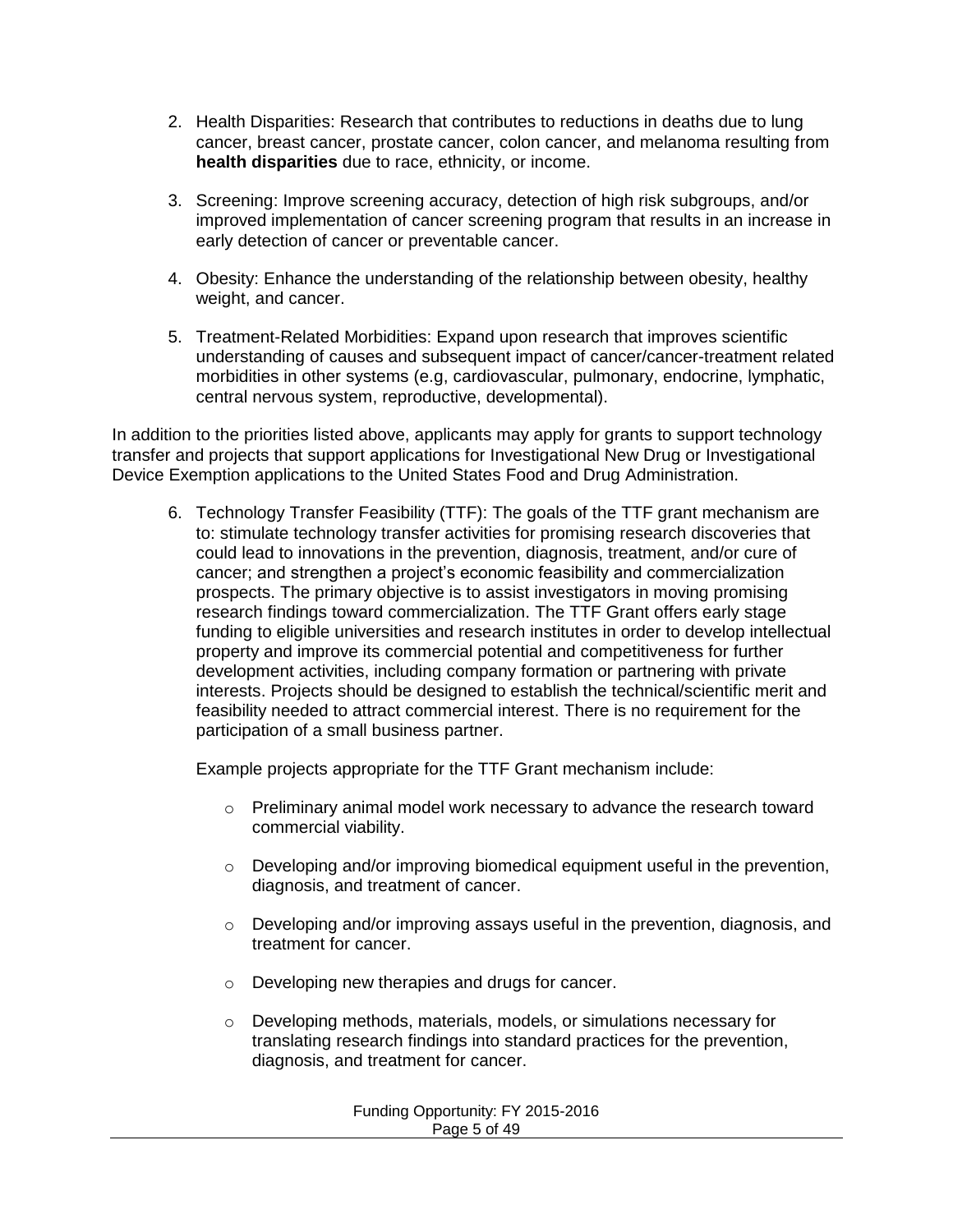2. Health Disparities: Research that contributes to reductions in deaths due to lung cancer, breast cancer, prostate cancer, colon cancer, and melanoma resulting from **health disparities** due to race, ethnicity, or income.

3. Screening: Improve screening accuracy, detection of high risk subgroups, and/or improved implementation of cancer screening program that results in an increase in early detection of cancer or preventable cancer.

4. Obesity: Enhance the understanding of the relationship between obesity, healthy weight, and cancer.

5. Treatment-Related Morbidities: Expand upon research that improves scientific understanding of causes and subsequent impact of cancer/cancer-treatment related morbidities in other systems (e.g, cardiovascular, pulmonary, endocrine, lymphatic, central nervous system, reproductive, developmental).

In addition to the priorities listed above, applicants may apply for grants to support technology transfer and projects that support applications for Investigational New Drug or Investigational Device Exemption applications to the United States Food and Drug Administration.

6. Technology Transfer Feasibility (TTF): The goals of the TTF grant mechanism are to: stimulate technology transfer activities for promising research discoveries that could lead to innovations in the prevention, diagnosis, treatment, and/or cure of cancer; and strengthen a project's economic feasibility and commercialization prospects. The primary objective is to assist investigators in moving promising research findings toward commercialization. The TTF Grant offers early stage funding to eligible universities and research institutes in order to develop intellectual property and improve its commercial potential and competitiveness for further development activities, including company formation or partnering with private interests. Projects should be designed to establish the technical/scientific merit and feasibility needed to attract commercial interest. There is no requirement for the participation of a small business partner.

   Example projects appropriate for the TTF Grant mechanism include:

   - Preliminary animal model work necessary to advance the research toward commercial viability.
   - Developing and/or improving biomedical equipment useful in the prevention, diagnosis, and treatment of cancer.
   - Developing and/or improving assays useful in the prevention, diagnosis, and treatment for cancer.
   - Developing new therapies and drugs for cancer.
   - Developing methods, materials, models, or simulations necessary for translating research findings into standard practices for the prevention, diagnosis, and treatment for cancer.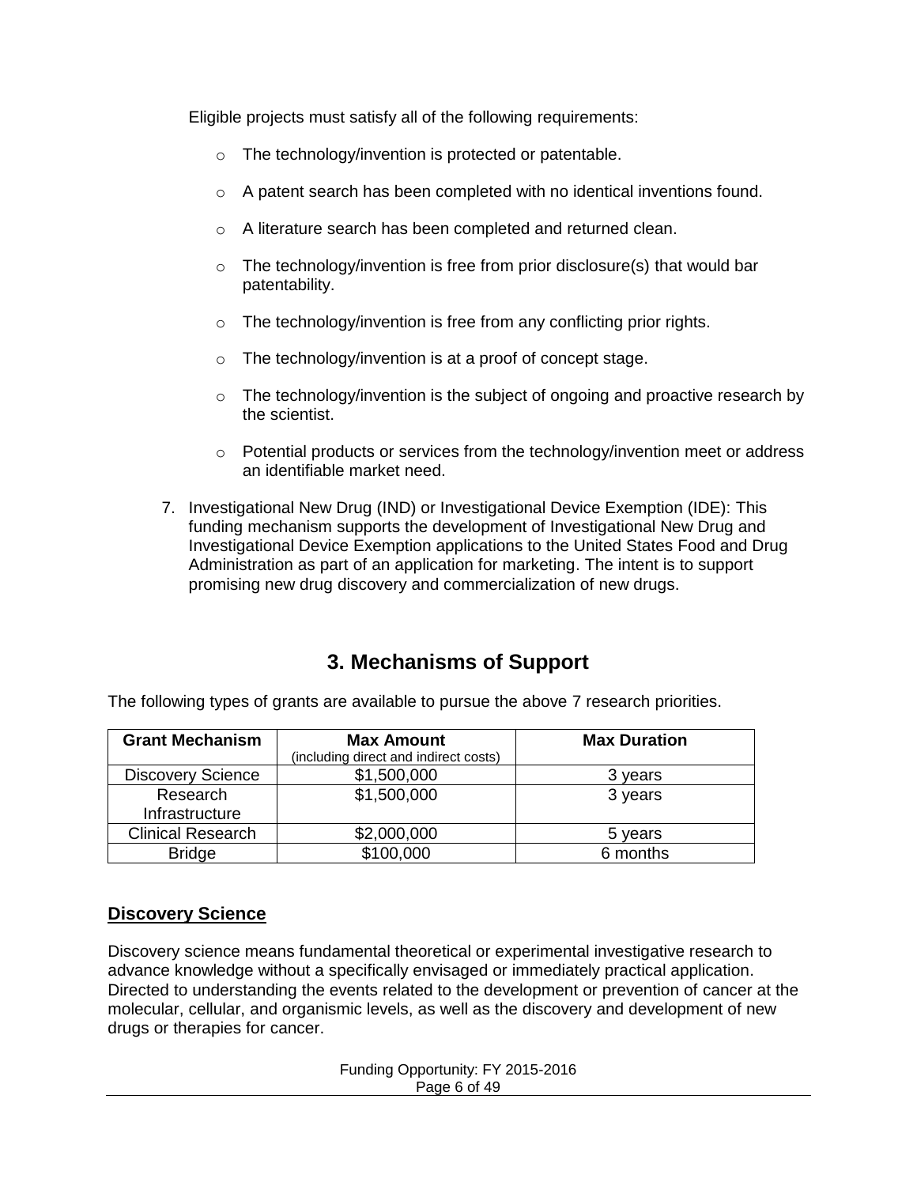Eligible projects must satisfy all of the following requirements:

- The technology/invention is protected or patentable.
- A patent search has been completed with no identical inventions found.
- A literature search has been completed and returned clean.
- The technology/invention is free from prior disclosure(s) that would bar patentability.
- The technology/invention is free from any conflicting prior rights.
- The technology/invention is at a proof of concept stage.
- The technology/invention is the subject of ongoing and proactive research by the scientist.
- Potential products or services from the technology/invention meet or address an identifiable market need.

7. Investigational New Drug (IND) or Investigational Device Exemption (IDE): This funding mechanism supports the development of Investigational New Drug and Investigational Device Exemption applications to the United States Food and Drug Administration as part of an application for marketing. The intent is to support promising new drug discovery and commercialization of new drugs.

## 3. Mechanisms of Support

The following types of grants are available to pursue the above 7 research priorities.

| Grant Mechanism | Max Amount (including direct and indirect costs) | Max Duration |
| --- | --- | --- |
| Discovery Science | $1,500,000 | 3 years |
| Research Infrastructure | $1,500,000 | 3 years |
| Clinical Research | $2,000,000 | 5 years |
| Bridge | $100,000 | 6 months |

### **Discovery Science**

Discovery science means fundamental theoretical or experimental investigative research to advance knowledge without a specifically envisaged or immediately practical application. Directed to understanding the events related to the development or prevention of cancer at the molecular, cellular, and organismic levels, as well as the discovery and development of new drugs or therapies for cancer.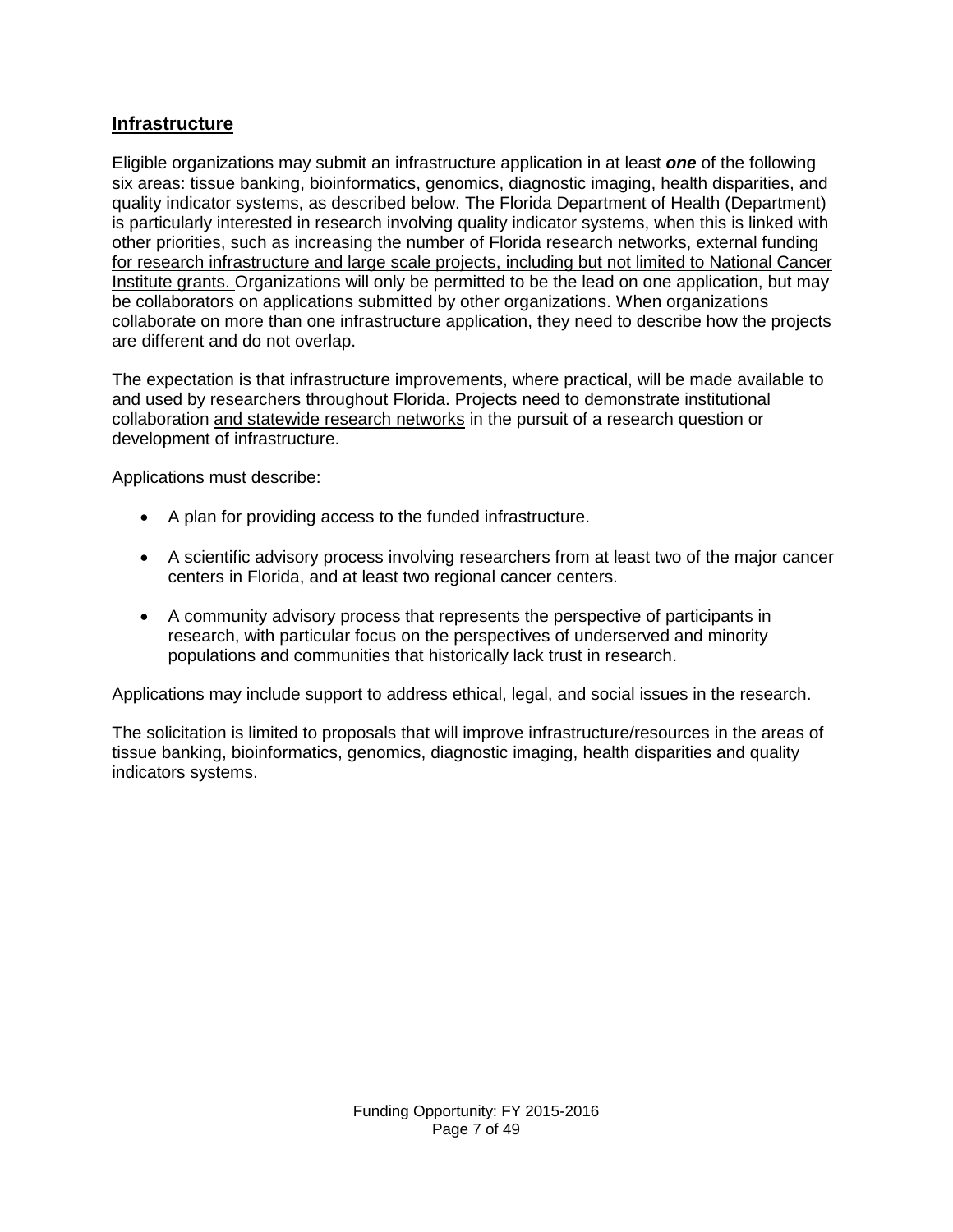## Infrastructure

Eligible organizations may submit an infrastructure application in at least ***one*** of the following six areas: tissue banking, bioinformatics, genomics, diagnostic imaging, health disparities, and quality indicator systems, as described below. The Florida Department of Health (Department) is particularly interested in research involving quality indicator systems, when this is linked with other priorities, such as increasing the number of Florida research networks, external funding for research infrastructure and large scale projects, including but not limited to National Cancer Institute grants. Organizations will only be permitted to be the lead on one application, but may be collaborators on applications submitted by other organizations. When organizations collaborate on more than one infrastructure application, they need to describe how the projects are different and do not overlap.

The expectation is that infrastructure improvements, where practical, will be made available to and used by researchers throughout Florida. Projects need to demonstrate institutional collaboration and statewide research networks in the pursuit of a research question or development of infrastructure.

Applications must describe:

- A plan for providing access to the funded infrastructure.
- A scientific advisory process involving researchers from at least two of the major cancer centers in Florida, and at least two regional cancer centers.
- A community advisory process that represents the perspective of participants in research, with particular focus on the perspectives of underserved and minority populations and communities that historically lack trust in research.

Applications may include support to address ethical, legal, and social issues in the research.

The solicitation is limited to proposals that will improve infrastructure/resources in the areas of tissue banking, bioinformatics, genomics, diagnostic imaging, health disparities and quality indicators systems.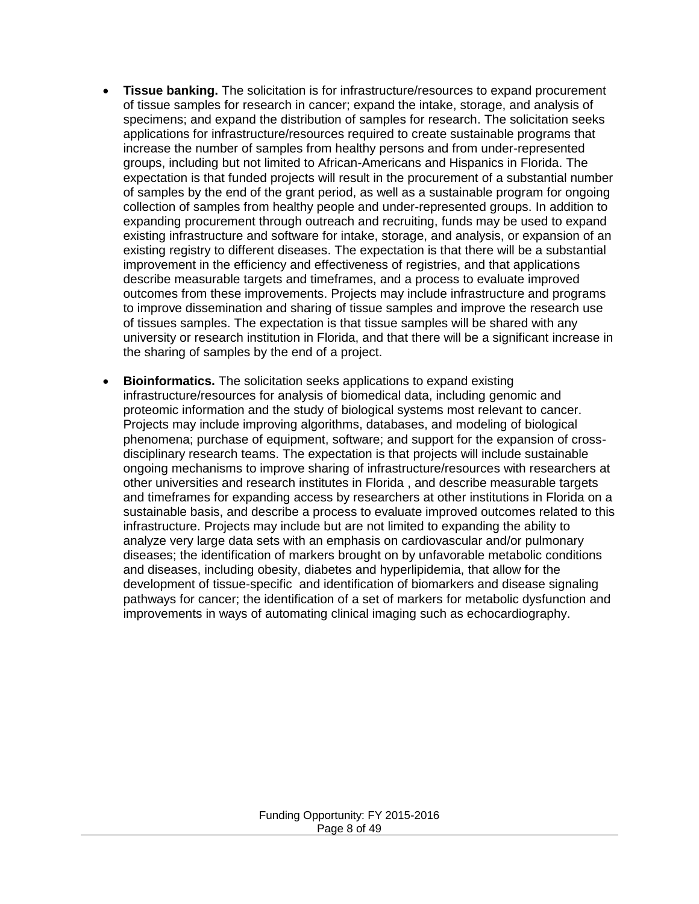- **Tissue banking.** The solicitation is for infrastructure/resources to expand procurement of tissue samples for research in cancer; expand the intake, storage, and analysis of specimens; and expand the distribution of samples for research. The solicitation seeks applications for infrastructure/resources required to create sustainable programs that increase the number of samples from healthy persons and from under-represented groups, including but not limited to African-Americans and Hispanics in Florida. The expectation is that funded projects will result in the procurement of a substantial number of samples by the end of the grant period, as well as a sustainable program for ongoing collection of samples from healthy people and under-represented groups. In addition to expanding procurement through outreach and recruiting, funds may be used to expand existing infrastructure and software for intake, storage, and analysis, or expansion of an existing registry to different diseases. The expectation is that there will be a substantial improvement in the efficiency and effectiveness of registries, and that applications describe measurable targets and timeframes, and a process to evaluate improved outcomes from these improvements. Projects may include infrastructure and programs to improve dissemination and sharing of tissue samples and improve the research use of tissues samples. The expectation is that tissue samples will be shared with any university or research institution in Florida, and that there will be a significant increase in the sharing of samples by the end of a project.

- **Bioinformatics.** The solicitation seeks applications to expand existing infrastructure/resources for analysis of biomedical data, including genomic and proteomic information and the study of biological systems most relevant to cancer. Projects may include improving algorithms, databases, and modeling of biological phenomena; purchase of equipment, software; and support for the expansion of cross-disciplinary research teams. The expectation is that projects will include sustainable ongoing mechanisms to improve sharing of infrastructure/resources with researchers at other universities and research institutes in Florida , and describe measurable targets and timeframes for expanding access by researchers at other institutions in Florida on a sustainable basis, and describe a process to evaluate improved outcomes related to this infrastructure. Projects may include but are not limited to expanding the ability to analyze very large data sets with an emphasis on cardiovascular and/or pulmonary diseases; the identification of markers brought on by unfavorable metabolic conditions and diseases, including obesity, diabetes and hyperlipidemia, that allow for the development of tissue-specific and identification of biomarkers and disease signaling pathways for cancer; the identification of a set of markers for metabolic dysfunction and improvements in ways of automating clinical imaging such as echocardiography.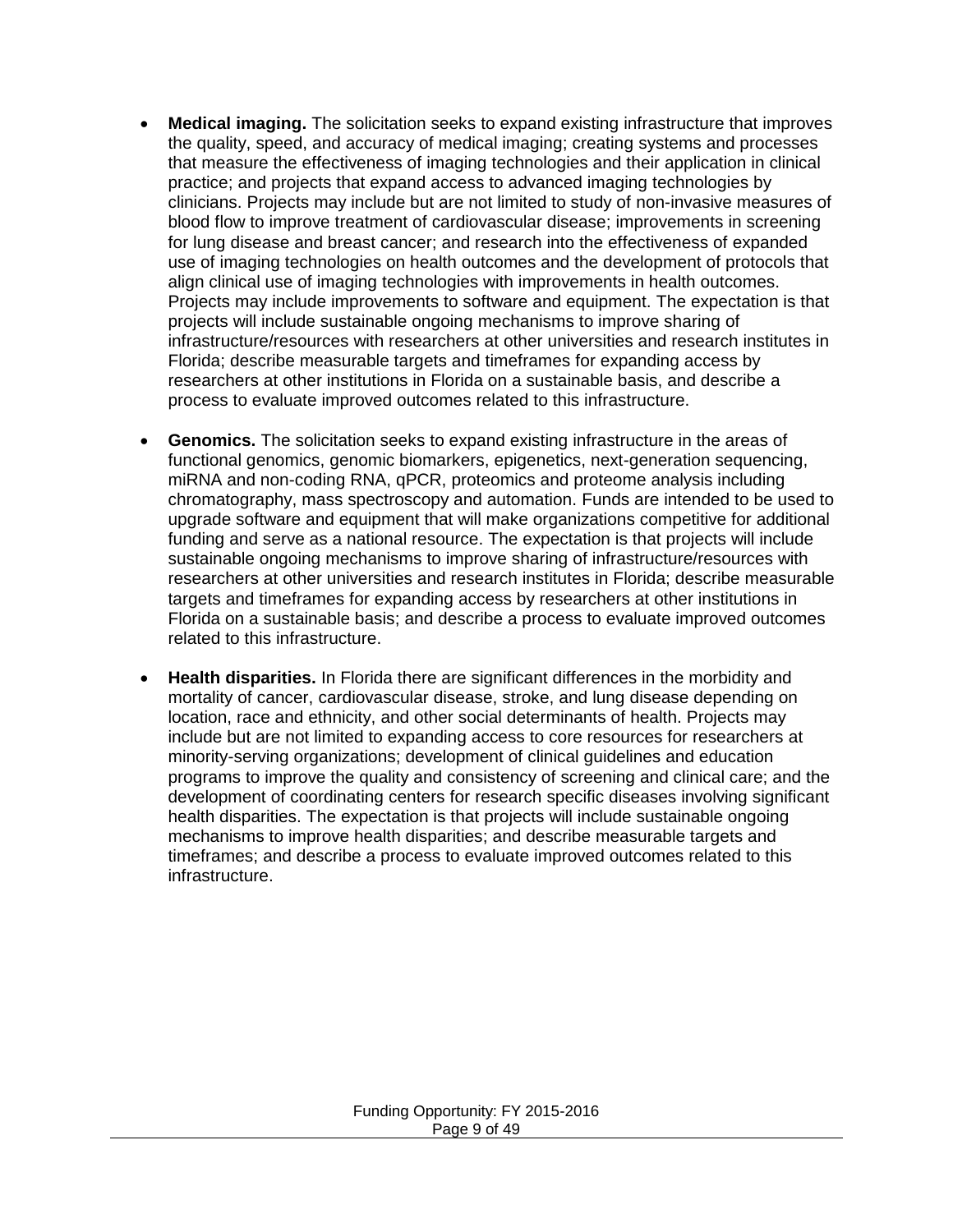- **Medical imaging.** The solicitation seeks to expand existing infrastructure that improves the quality, speed, and accuracy of medical imaging; creating systems and processes that measure the effectiveness of imaging technologies and their application in clinical practice; and projects that expand access to advanced imaging technologies by clinicians. Projects may include but are not limited to study of non-invasive measures of blood flow to improve treatment of cardiovascular disease; improvements in screening for lung disease and breast cancer; and research into the effectiveness of expanded use of imaging technologies on health outcomes and the development of protocols that align clinical use of imaging technologies with improvements in health outcomes. Projects may include improvements to software and equipment. The expectation is that projects will include sustainable ongoing mechanisms to improve sharing of infrastructure/resources with researchers at other universities and research institutes in Florida; describe measurable targets and timeframes for expanding access by researchers at other institutions in Florida on a sustainable basis, and describe a process to evaluate improved outcomes related to this infrastructure.

- **Genomics.** The solicitation seeks to expand existing infrastructure in the areas of functional genomics, genomic biomarkers, epigenetics, next-generation sequencing, miRNA and non-coding RNA, qPCR, proteomics and proteome analysis including chromatography, mass spectroscopy and automation. Funds are intended to be used to upgrade software and equipment that will make organizations competitive for additional funding and serve as a national resource. The expectation is that projects will include sustainable ongoing mechanisms to improve sharing of infrastructure/resources with researchers at other universities and research institutes in Florida; describe measurable targets and timeframes for expanding access by researchers at other institutions in Florida on a sustainable basis; and describe a process to evaluate improved outcomes related to this infrastructure.

- **Health disparities.** In Florida there are significant differences in the morbidity and mortality of cancer, cardiovascular disease, stroke, and lung disease depending on location, race and ethnicity, and other social determinants of health. Projects may include but are not limited to expanding access to core resources for researchers at minority-serving organizations; development of clinical guidelines and education programs to improve the quality and consistency of screening and clinical care; and the development of coordinating centers for research specific diseases involving significant health disparities. The expectation is that projects will include sustainable ongoing mechanisms to improve health disparities; and describe measurable targets and timeframes; and describe a process to evaluate improved outcomes related to this infrastructure.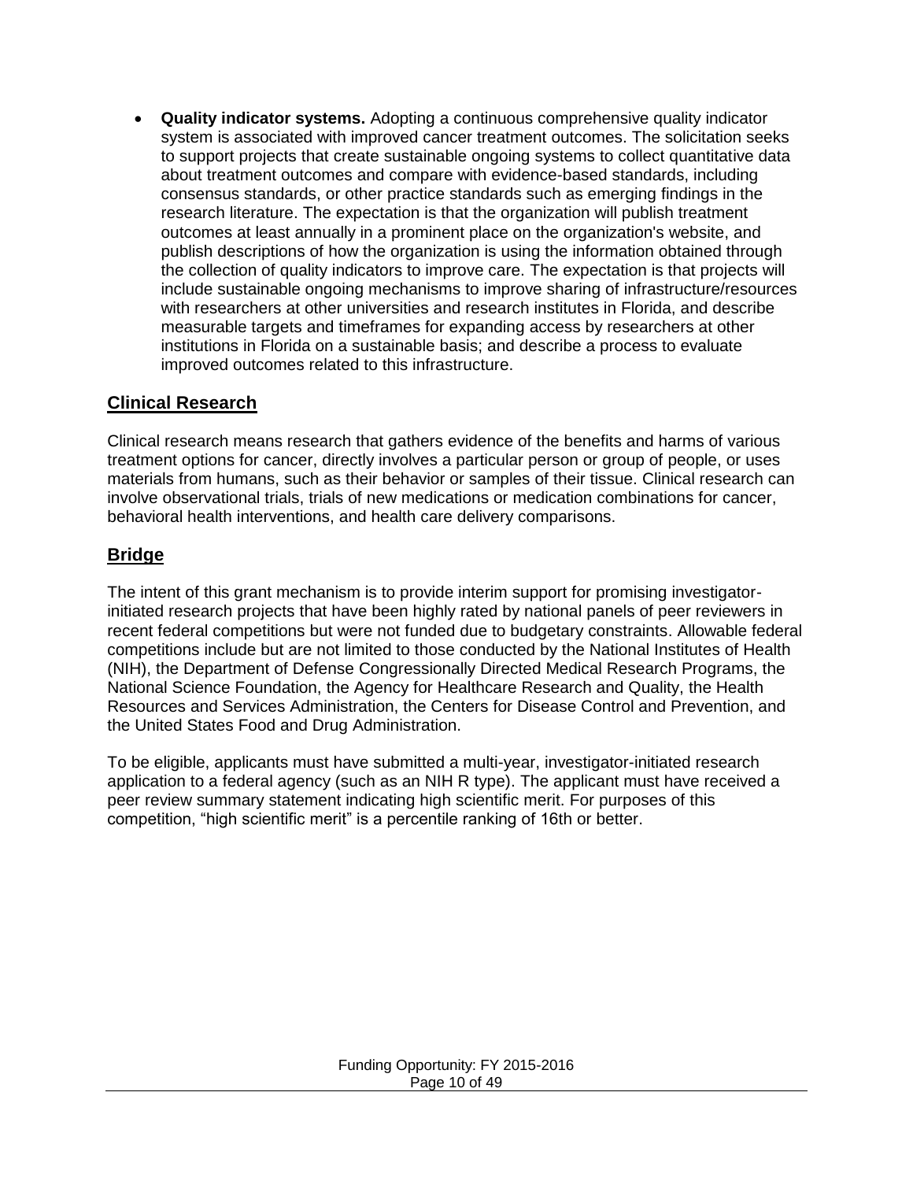- **Quality indicator systems.** Adopting a continuous comprehensive quality indicator system is associated with improved cancer treatment outcomes. The solicitation seeks to support projects that create sustainable ongoing systems to collect quantitative data about treatment outcomes and compare with evidence-based standards, including consensus standards, or other practice standards such as emerging findings in the research literature. The expectation is that the organization will publish treatment outcomes at least annually in a prominent place on the organization's website, and publish descriptions of how the organization is using the information obtained through the collection of quality indicators to improve care. The expectation is that projects will include sustainable ongoing mechanisms to improve sharing of infrastructure/resources with researchers at other universities and research institutes in Florida, and describe measurable targets and timeframes for expanding access by researchers at other institutions in Florida on a sustainable basis; and describe a process to evaluate improved outcomes related to this infrastructure.

## Clinical Research

Clinical research means research that gathers evidence of the benefits and harms of various treatment options for cancer, directly involves a particular person or group of people, or uses materials from humans, such as their behavior or samples of their tissue. Clinical research can involve observational trials, trials of new medications or medication combinations for cancer, behavioral health interventions, and health care delivery comparisons.

## Bridge

The intent of this grant mechanism is to provide interim support for promising investigator-initiated research projects that have been highly rated by national panels of peer reviewers in recent federal competitions but were not funded due to budgetary constraints. Allowable federal competitions include but are not limited to those conducted by the National Institutes of Health (NIH), the Department of Defense Congressionally Directed Medical Research Programs, the National Science Foundation, the Agency for Healthcare Research and Quality, the Health Resources and Services Administration, the Centers for Disease Control and Prevention, and the United States Food and Drug Administration.

To be eligible, applicants must have submitted a multi-year, investigator-initiated research application to a federal agency (such as an NIH R type). The applicant must have received a peer review summary statement indicating high scientific merit. For purposes of this competition, "high scientific merit" is a percentile ranking of 16th or better.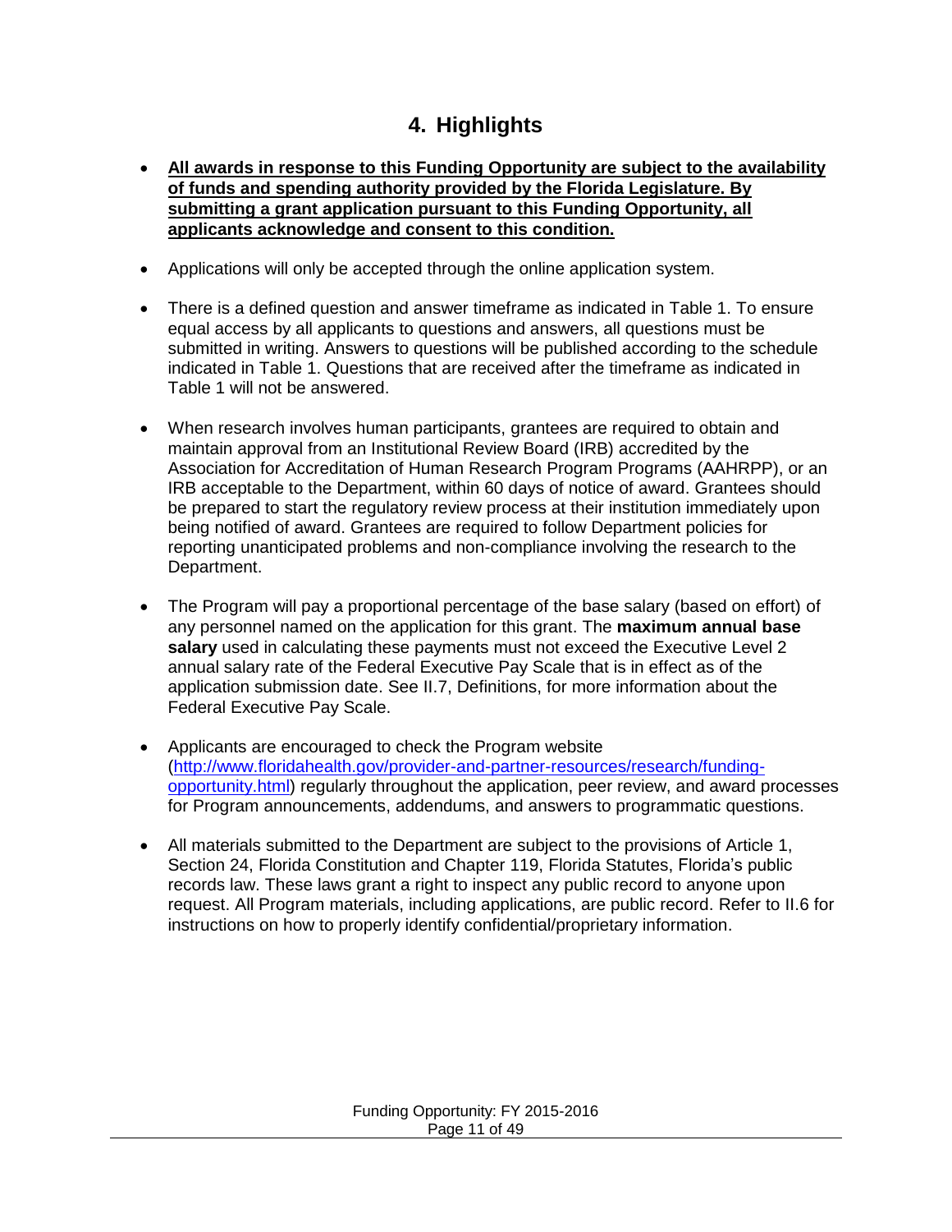## 4. Highlights

- **All awards in response to this Funding Opportunity are subject to the availability of funds and spending authority provided by the Florida Legislature. By submitting a grant application pursuant to this Funding Opportunity, all applicants acknowledge and consent to this condition.**

- Applications will only be accepted through the online application system.

- There is a defined question and answer timeframe as indicated in Table 1. To ensure equal access by all applicants to questions and answers, all questions must be submitted in writing. Answers to questions will be published according to the schedule indicated in Table 1. Questions that are received after the timeframe as indicated in Table 1 will not be answered.

- When research involves human participants, grantees are required to obtain and maintain approval from an Institutional Review Board (IRB) accredited by the Association for Accreditation of Human Research Program Programs (AAHRPP), or an IRB acceptable to the Department, within 60 days of notice of award. Grantees should be prepared to start the regulatory review process at their institution immediately upon being notified of award. Grantees are required to follow Department policies for reporting unanticipated problems and non-compliance involving the research to the Department.

- The Program will pay a proportional percentage of the base salary (based on effort) of any personnel named on the application for this grant. The **maximum annual base salary** used in calculating these payments must not exceed the Executive Level 2 annual salary rate of the Federal Executive Pay Scale that is in effect as of the application submission date. See II.7, Definitions, for more information about the Federal Executive Pay Scale.

- Applicants are encouraged to check the Program website ([http://www.floridahealth.gov/provider-and-partner-resources/research/funding-opportunity.html](http://www.floridahealth.gov/provider-and-partner-resources/research/funding-opportunity.html)) regularly throughout the application, peer review, and award processes for Program announcements, addendums, and answers to programmatic questions.

- All materials submitted to the Department are subject to the provisions of Article 1, Section 24, Florida Constitution and Chapter 119, Florida Statutes, Florida's public records law. These laws grant a right to inspect any public record to anyone upon request. All Program materials, including applications, are public record. Refer to II.6 for instructions on how to properly identify confidential/proprietary information.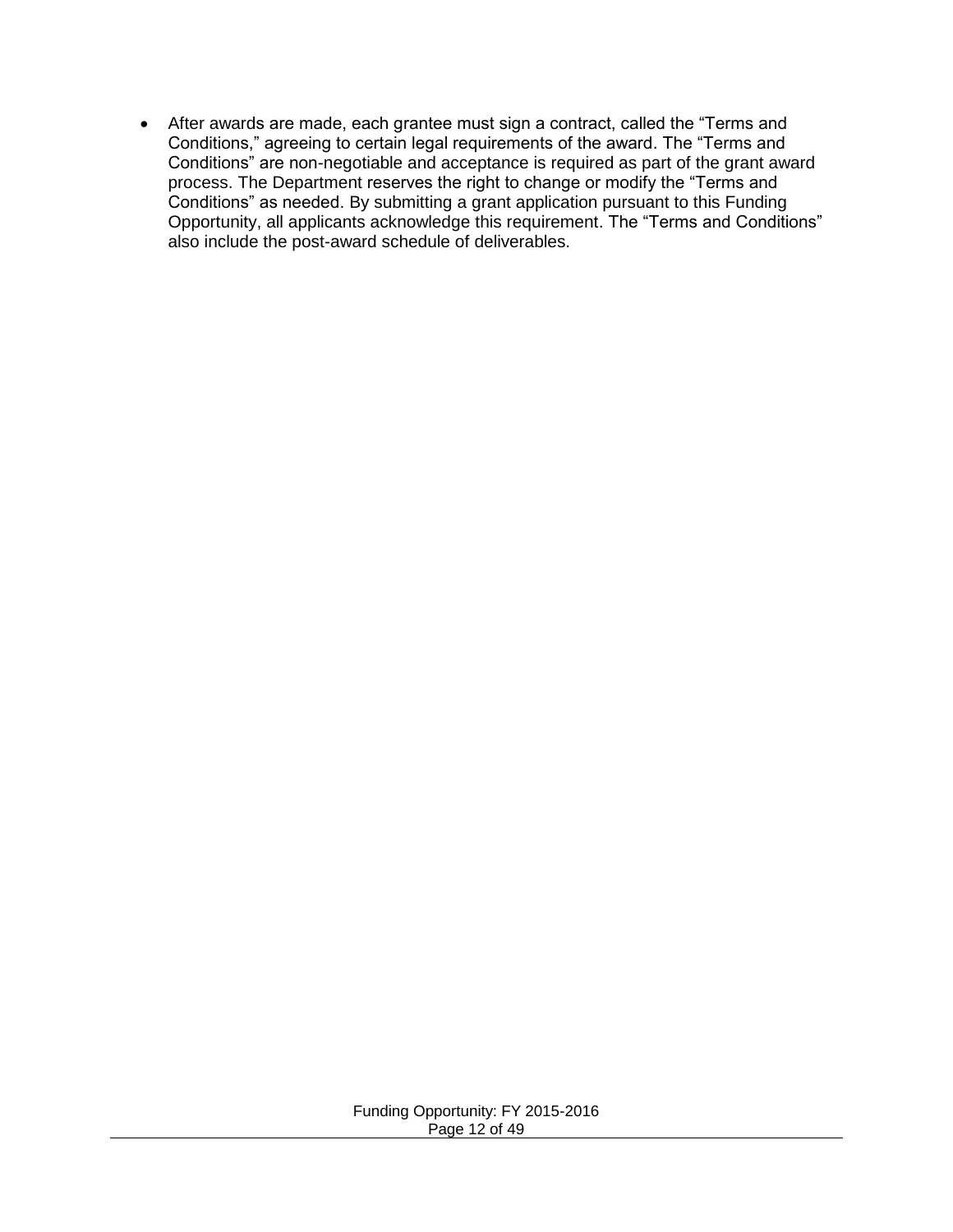- After awards are made, each grantee must sign a contract, called the “Terms and Conditions,” agreeing to certain legal requirements of the award. The “Terms and Conditions” are non-negotiable and acceptance is required as part of the grant award process. The Department reserves the right to change or modify the “Terms and Conditions” as needed. By submitting a grant application pursuant to this Funding Opportunity, all applicants acknowledge this requirement. The “Terms and Conditions” also include the post-award schedule of deliverables.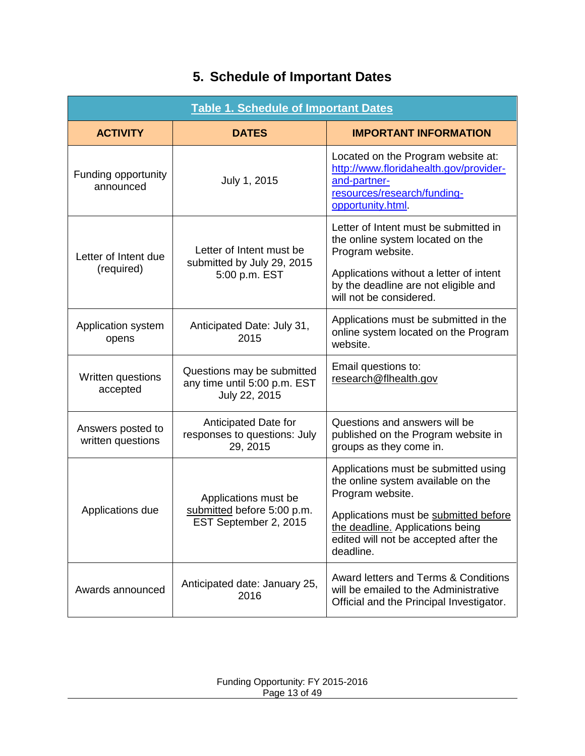# 5. Schedule of Important Dates

**Table 1. Schedule of Important Dates**

| ACTIVITY | DATES | IMPORTANT INFORMATION |
|---|---|---|
| Funding opportunity announced | July 1, 2015 | Located on the Program website at: http://www.floridahealth.gov/provider-and-partner-resources/research/funding-opportunity.html. |
| Letter of Intent due (required) | Letter of Intent must be submitted by July 29, 2015 5:00 p.m. EST | Letter of Intent must be submitted in the online system located on the Program website. Applications without a letter of intent by the deadline are not eligible and will not be considered. |
| Application system opens | Anticipated Date: July 31, 2015 | Applications must be submitted in the online system located on the Program website. |
| Written questions accepted | Questions may be submitted any time until 5:00 p.m. EST July 22, 2015 | Email questions to: research@flhealth.gov |
| Answers posted to written questions | Anticipated Date for responses to questions: July 29, 2015 | Questions and answers will be published on the Program website in groups as they come in. |
| Applications due | Applications must be submitted before 5:00 p.m. EST September 2, 2015 | Applications must be submitted using the online system available on the Program website. Applications must be submitted before the deadline. Applications being edited will not be accepted after the deadline. |
| Awards announced | Anticipated date: January 25, 2016 | Award letters and Terms & Conditions will be emailed to the Administrative Official and the Principal Investigator. |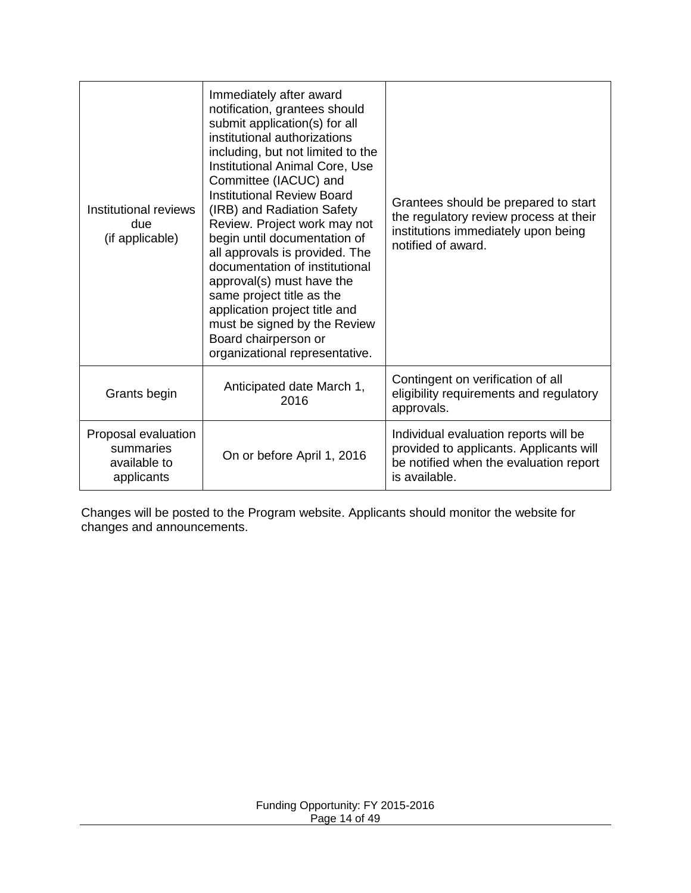| | | |
|---|---|---|
| Institutional reviews due (if applicable) | Immediately after award notification, grantees should submit application(s) for all institutional authorizations including, but not limited to the Institutional Animal Core, Use Committee (IACUC) and Institutional Review Board (IRB) and Radiation Safety Review. Project work may not begin until documentation of all approvals is provided. The documentation of institutional approval(s) must have the same project title as the application project title and must be signed by the Review Board chairperson or organizational representative. | Grantees should be prepared to start the regulatory review process at their institutions immediately upon being notified of award. |
| Grants begin | Anticipated date March 1, 2016 | Contingent on verification of all eligibility requirements and regulatory approvals. |
| Proposal evaluation summaries available to applicants | On or before April 1, 2016 | Individual evaluation reports will be provided to applicants. Applicants will be notified when the evaluation report is available. |

Changes will be posted to the Program website. Applicants should monitor the website for changes and announcements.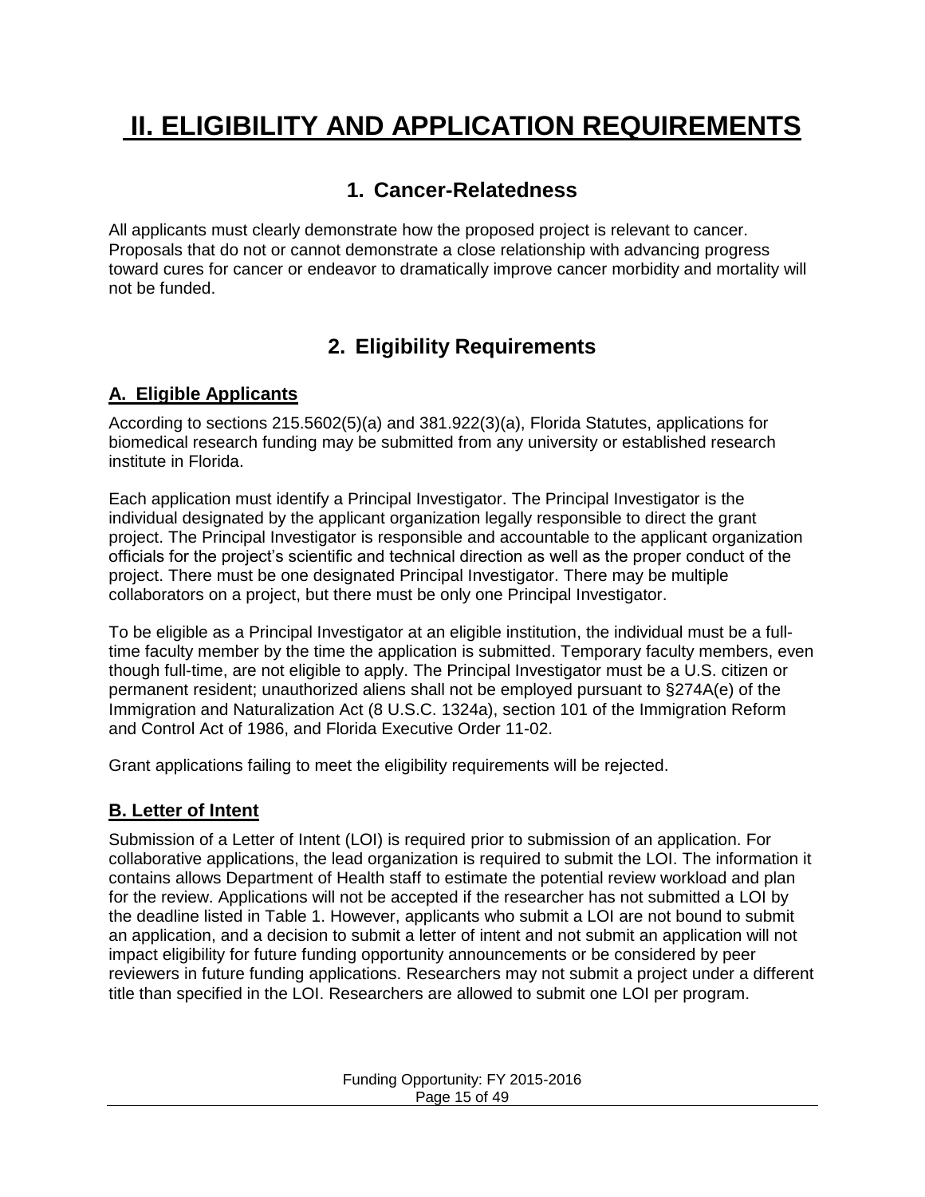# II. ELIGIBILITY AND APPLICATION REQUIREMENTS

## 1. Cancer-Relatedness

All applicants must clearly demonstrate how the proposed project is relevant to cancer. Proposals that do not or cannot demonstrate a close relationship with advancing progress toward cures for cancer or endeavor to dramatically improve cancer morbidity and mortality will not be funded.

## 2. Eligibility Requirements

### A. Eligible Applicants

According to sections 215.5602(5)(a) and 381.922(3)(a), Florida Statutes, applications for biomedical research funding may be submitted from any university or established research institute in Florida.

Each application must identify a Principal Investigator. The Principal Investigator is the individual designated by the applicant organization legally responsible to direct the grant project. The Principal Investigator is responsible and accountable to the applicant organization officials for the project's scientific and technical direction as well as the proper conduct of the project. There must be one designated Principal Investigator. There may be multiple collaborators on a project, but there must be only one Principal Investigator.

To be eligible as a Principal Investigator at an eligible institution, the individual must be a full-time faculty member by the time the application is submitted. Temporary faculty members, even though full-time, are not eligible to apply. The Principal Investigator must be a U.S. citizen or permanent resident; unauthorized aliens shall not be employed pursuant to §274A(e) of the Immigration and Naturalization Act (8 U.S.C. 1324a), section 101 of the Immigration Reform and Control Act of 1986, and Florida Executive Order 11-02.

Grant applications failing to meet the eligibility requirements will be rejected.

### B. Letter of Intent

Submission of a Letter of Intent (LOI) is required prior to submission of an application. For collaborative applications, the lead organization is required to submit the LOI. The information it contains allows Department of Health staff to estimate the potential review workload and plan for the review. Applications will not be accepted if the researcher has not submitted a LOI by the deadline listed in Table 1. However, applicants who submit a LOI are not bound to submit an application, and a decision to submit a letter of intent and not submit an application will not impact eligibility for future funding opportunity announcements or be considered by peer reviewers in future funding applications. Researchers may not submit a project under a different title than specified in the LOI. Researchers are allowed to submit one LOI per program.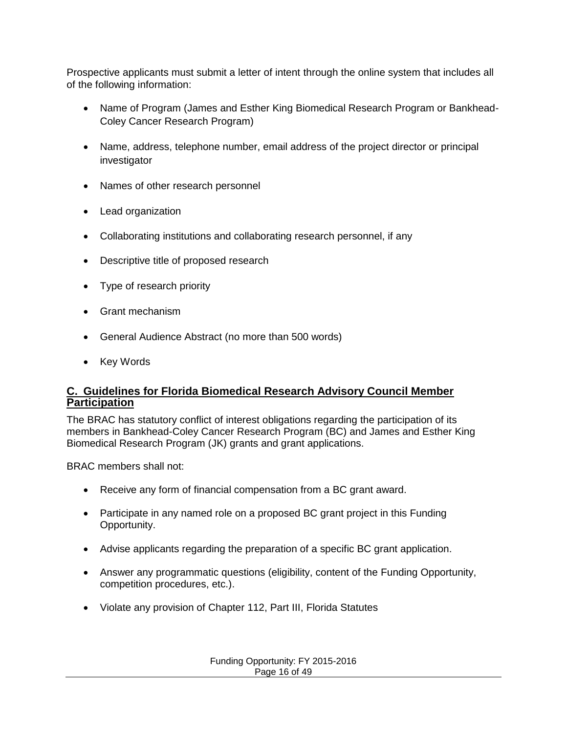Prospective applicants must submit a letter of intent through the online system that includes all of the following information:

- Name of Program (James and Esther King Biomedical Research Program or Bankhead-Coley Cancer Research Program)
- Name, address, telephone number, email address of the project director or principal investigator
- Names of other research personnel
- Lead organization
- Collaborating institutions and collaborating research personnel, if any
- Descriptive title of proposed research
- Type of research priority
- Grant mechanism
- General Audience Abstract (no more than 500 words)
- Key Words

## C. Guidelines for Florida Biomedical Research Advisory Council Member Participation

The BRAC has statutory conflict of interest obligations regarding the participation of its members in Bankhead-Coley Cancer Research Program (BC) and James and Esther King Biomedical Research Program (JK) grants and grant applications.

BRAC members shall not:

- Receive any form of financial compensation from a BC grant award.
- Participate in any named role on a proposed BC grant project in this Funding Opportunity.
- Advise applicants regarding the preparation of a specific BC grant application.
- Answer any programmatic questions (eligibility, content of the Funding Opportunity, competition procedures, etc.).
- Violate any provision of Chapter 112, Part III, Florida Statutes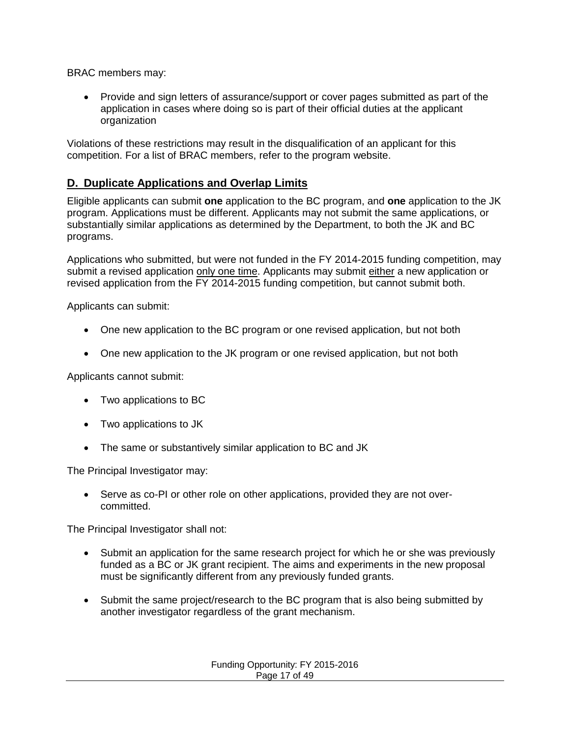BRAC members may:

- Provide and sign letters of assurance/support or cover pages submitted as part of the application in cases where doing so is part of their official duties at the applicant organization

Violations of these restrictions may result in the disqualification of an applicant for this competition. For a list of BRAC members, refer to the program website.

## D. Duplicate Applications and Overlap Limits

Eligible applicants can submit **one** application to the BC program, and **one** application to the JK program. Applications must be different. Applicants may not submit the same applications, or substantially similar applications as determined by the Department, to both the JK and BC programs.

Applications who submitted, but were not funded in the FY 2014-2015 funding competition, may submit a revised application only one time. Applicants may submit either a new application or revised application from the FY 2014-2015 funding competition, but cannot submit both.

Applicants can submit:

- One new application to the BC program or one revised application, but not both
- One new application to the JK program or one revised application, but not both

Applicants cannot submit:

- Two applications to BC
- Two applications to JK
- The same or substantively similar application to BC and JK

The Principal Investigator may:

- Serve as co-PI or other role on other applications, provided they are not over-committed.

The Principal Investigator shall not:

- Submit an application for the same research project for which he or she was previously funded as a BC or JK grant recipient. The aims and experiments in the new proposal must be significantly different from any previously funded grants.
- Submit the same project/research to the BC program that is also being submitted by another investigator regardless of the grant mechanism.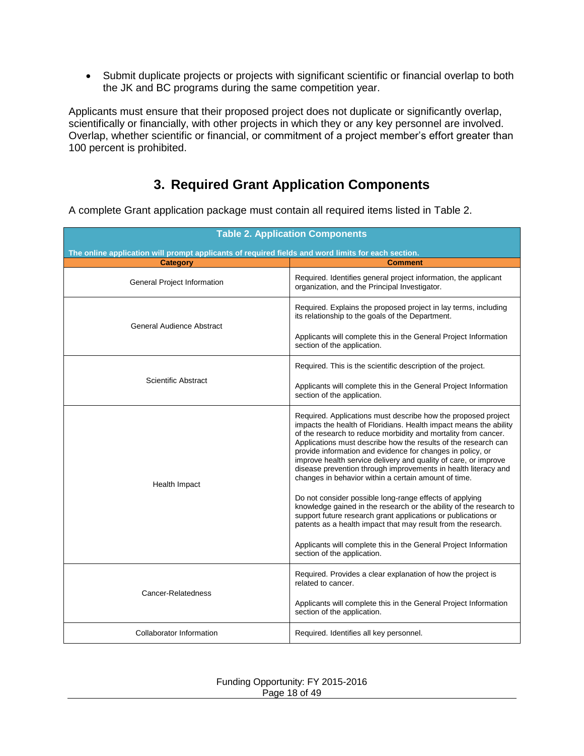- Submit duplicate projects or projects with significant scientific or financial overlap to both the JK and BC programs during the same competition year.

Applicants must ensure that their proposed project does not duplicate or significantly overlap, scientifically or financially, with other projects in which they or any key personnel are involved. Overlap, whether scientific or financial, or commitment of a project member's effort greater than 100 percent is prohibited.

## 3. Required Grant Application Components

A complete Grant application package must contain all required items listed in Table 2.

**Table 2. Application Components**

**The online application will prompt applicants of required fields and word limits for each section.**

| Category | Comment |
|---|---|
| General Project Information | Required. Identifies general project information, the applicant organization, and the Principal Investigator. |
| General Audience Abstract | Required. Explains the proposed project in lay terms, including its relationship to the goals of the Department.<br><br>Applicants will complete this in the General Project Information section of the application. |
| Scientific Abstract | Required. This is the scientific description of the project.<br><br>Applicants will complete this in the General Project Information section of the application. |
| Health Impact | Required. Applications must describe how the proposed project impacts the health of Floridians. Health impact means the ability of the research to reduce morbidity and mortality from cancer. Applications must describe how the results of the research can provide information and evidence for changes in policy, or improve health service delivery and quality of care, or improve disease prevention through improvements in health literacy and changes in behavior within a certain amount of time.<br><br>Do not consider possible long-range effects of applying knowledge gained in the research or the ability of the research to support future research grant applications or publications or patents as a health impact that may result from the research.<br><br>Applicants will complete this in the General Project Information section of the application. |
| Cancer-Relatedness | Required. Provides a clear explanation of how the project is related to cancer.<br><br>Applicants will complete this in the General Project Information section of the application. |
| Collaborator Information | Required. Identifies all key personnel. |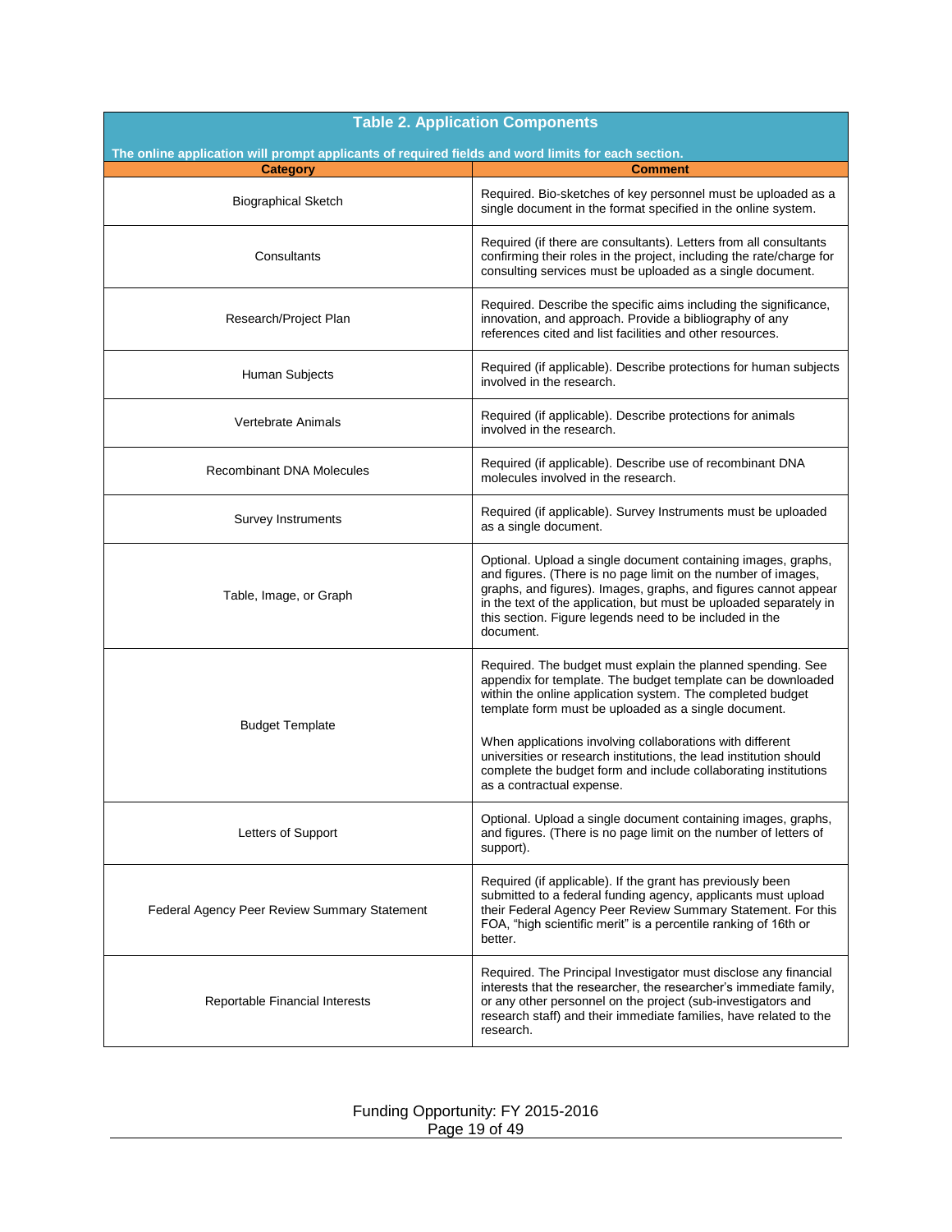**Table 2. Application Components**

**The online application will prompt applicants of required fields and word limits for each section.**

| Category | Comment |
|---|---|
| Biographical Sketch | Required. Bio-sketches of key personnel must be uploaded as a single document in the format specified in the online system. |
| Consultants | Required (if there are consultants). Letters from all consultants confirming their roles in the project, including the rate/charge for consulting services must be uploaded as a single document. |
| Research/Project Plan | Required. Describe the specific aims including the significance, innovation, and approach. Provide a bibliography of any references cited and list facilities and other resources. |
| Human Subjects | Required (if applicable). Describe protections for human subjects involved in the research. |
| Vertebrate Animals | Required (if applicable). Describe protections for animals involved in the research. |
| Recombinant DNA Molecules | Required (if applicable). Describe use of recombinant DNA molecules involved in the research. |
| Survey Instruments | Required (if applicable). Survey Instruments must be uploaded as a single document. |
| Table, Image, or Graph | Optional. Upload a single document containing images, graphs, and figures. (There is no page limit on the number of images, graphs, and figures). Images, graphs, and figures cannot appear in the text of the application, but must be uploaded separately in this section. Figure legends need to be included in the document. |
| Budget Template | Required. The budget must explain the planned spending. See appendix for template. The budget template can be downloaded within the online application system. The completed budget template form must be uploaded as a single document.<br><br>When applications involving collaborations with different universities or research institutions, the lead institution should complete the budget form and include collaborating institutions as a contractual expense. |
| Letters of Support | Optional. Upload a single document containing images, graphs, and figures. (There is no page limit on the number of letters of support). |
| Federal Agency Peer Review Summary Statement | Required (if applicable). If the grant has previously been submitted to a federal funding agency, applicants must upload their Federal Agency Peer Review Summary Statement. For this FOA, "high scientific merit" is a percentile ranking of 16th or better. |
| Reportable Financial Interests | Required. The Principal Investigator must disclose any financial interests that the researcher, the researcher's immediate family, or any other personnel on the project (sub-investigators and research staff) and their immediate families, have related to the research. |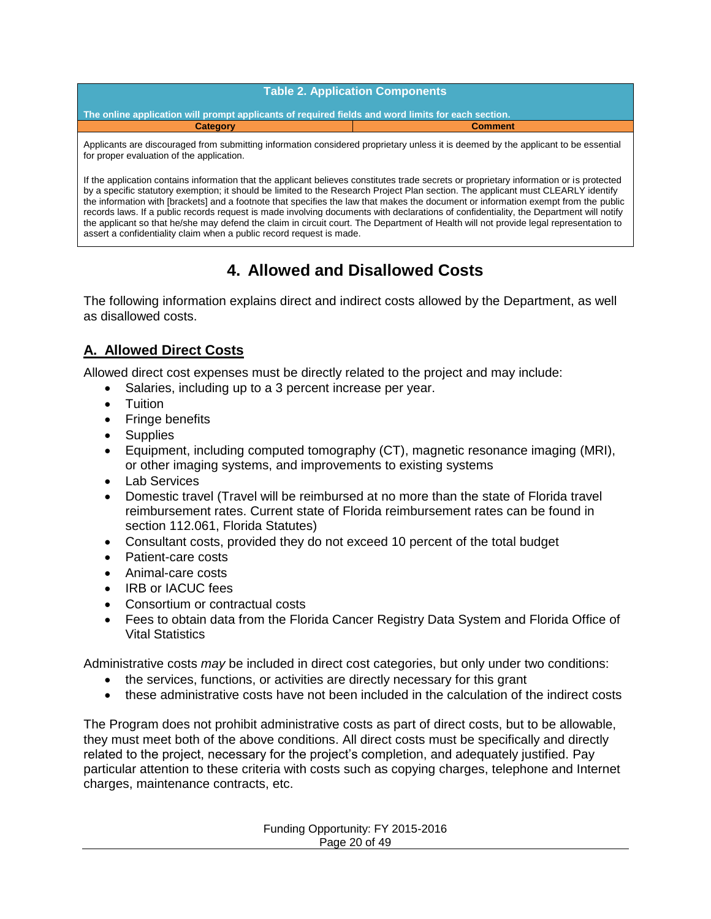| Table 2. Application Components | |
|---|---|
| The online application will prompt applicants of required fields and word limits for each section. | |
| **Category** | **Comment** |
| Applicants are discouraged from submitting information considered proprietary unless it is deemed by the applicant to be essential for proper evaluation of the application.<br><br>If the application contains information that the applicant believes constitutes trade secrets or proprietary information or is protected by a specific statutory exemption; it should be limited to the Research Project Plan section. The applicant must CLEARLY identify the information with [brackets] and a footnote that specifies the law that makes the document or information exempt from the public records laws. If a public records request is made involving documents with declarations of confidentiality, the Department will notify the applicant so that he/she may defend the claim in circuit court. The Department of Health will not provide legal representation to assert a confidentiality claim when a public record request is made. | |

# 4. Allowed and Disallowed Costs

The following information explains direct and indirect costs allowed by the Department, as well as disallowed costs.

## A. Allowed Direct Costs

Allowed direct cost expenses must be directly related to the project and may include:

- Salaries, including up to a 3 percent increase per year.
- Tuition
- Fringe benefits
- Supplies
- Equipment, including computed tomography (CT), magnetic resonance imaging (MRI), or other imaging systems, and improvements to existing systems
- Lab Services
- Domestic travel (Travel will be reimbursed at no more than the state of Florida travel reimbursement rates. Current state of Florida reimbursement rates can be found in section 112.061, Florida Statutes)
- Consultant costs, provided they do not exceed 10 percent of the total budget
- Patient-care costs
- Animal-care costs
- IRB or IACUC fees
- Consortium or contractual costs
- Fees to obtain data from the Florida Cancer Registry Data System and Florida Office of Vital Statistics

Administrative costs *may* be included in direct cost categories, but only under two conditions:

- the services, functions, or activities are directly necessary for this grant
- these administrative costs have not been included in the calculation of the indirect costs

The Program does not prohibit administrative costs as part of direct costs, but to be allowable, they must meet both of the above conditions. All direct costs must be specifically and directly related to the project, necessary for the project's completion, and adequately justified. Pay particular attention to these criteria with costs such as copying charges, telephone and Internet charges, maintenance contracts, etc.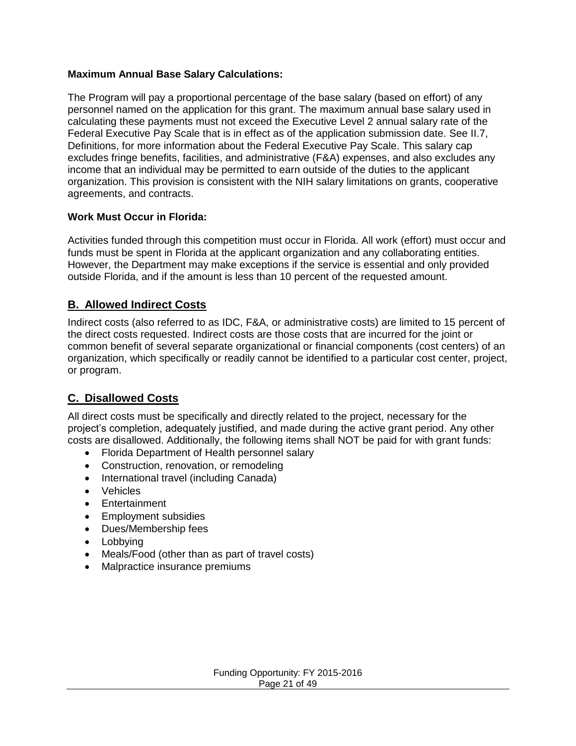**Maximum Annual Base Salary Calculations:**

The Program will pay a proportional percentage of the base salary (based on effort) of any personnel named on the application for this grant. The maximum annual base salary used in calculating these payments must not exceed the Executive Level 2 annual salary rate of the Federal Executive Pay Scale that is in effect as of the application submission date. See II.7, Definitions, for more information about the Federal Executive Pay Scale. This salary cap excludes fringe benefits, facilities, and administrative (F&A) expenses, and also excludes any income that an individual may be permitted to earn outside of the duties to the applicant organization. This provision is consistent with the NIH salary limitations on grants, cooperative agreements, and contracts.

**Work Must Occur in Florida:**

Activities funded through this competition must occur in Florida. All work (effort) must occur and funds must be spent in Florida at the applicant organization and any collaborating entities. However, the Department may make exceptions if the service is essential and only provided outside Florida, and if the amount is less than 10 percent of the requested amount.

## B. Allowed Indirect Costs

Indirect costs (also referred to as IDC, F&A, or administrative costs) are limited to 15 percent of the direct costs requested. Indirect costs are those costs that are incurred for the joint or common benefit of several separate organizational or financial components (cost centers) of an organization, which specifically or readily cannot be identified to a particular cost center, project, or program.

## C. Disallowed Costs

All direct costs must be specifically and directly related to the project, necessary for the project's completion, adequately justified, and made during the active grant period. Any other costs are disallowed. Additionally, the following items shall NOT be paid for with grant funds:

- Florida Department of Health personnel salary
- Construction, renovation, or remodeling
- International travel (including Canada)
- Vehicles
- Entertainment
- Employment subsidies
- Dues/Membership fees
- Lobbying
- Meals/Food (other than as part of travel costs)
- Malpractice insurance premiums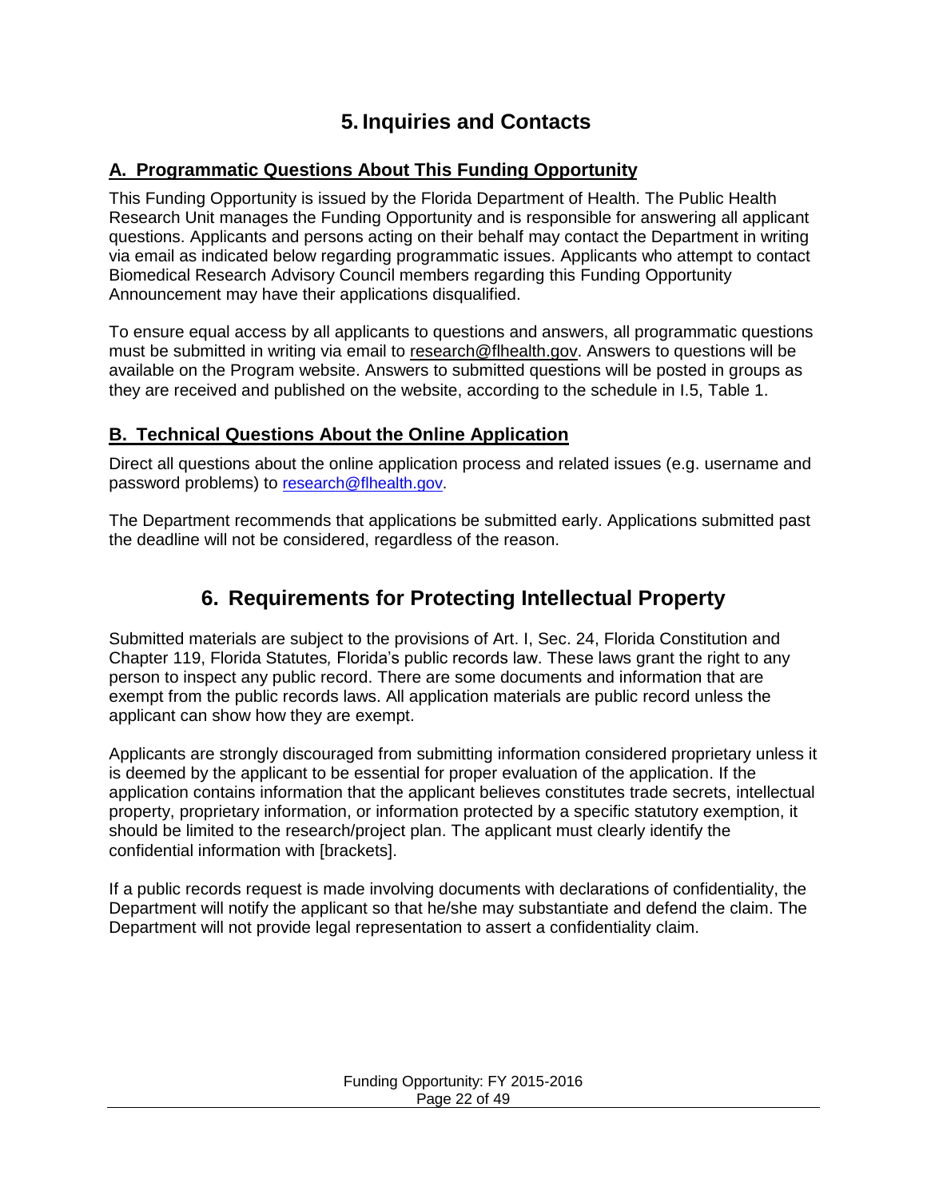# 5. Inquiries and Contacts

## A. Programmatic Questions About This Funding Opportunity

This Funding Opportunity is issued by the Florida Department of Health. The Public Health Research Unit manages the Funding Opportunity and is responsible for answering all applicant questions. Applicants and persons acting on their behalf may contact the Department in writing via email as indicated below regarding programmatic issues. Applicants who attempt to contact Biomedical Research Advisory Council members regarding this Funding Opportunity Announcement may have their applications disqualified.

To ensure equal access by all applicants to questions and answers, all programmatic questions must be submitted in writing via email to research@flhealth.gov. Answers to questions will be available on the Program website. Answers to submitted questions will be posted in groups as they are received and published on the website, according to the schedule in I.5, Table 1.

## B. Technical Questions About the Online Application

Direct all questions about the online application process and related issues (e.g. username and password problems) to research@flhealth.gov.

The Department recommends that applications be submitted early. Applications submitted past the deadline will not be considered, regardless of the reason.

# 6. Requirements for Protecting Intellectual Property

Submitted materials are subject to the provisions of Art. I, Sec. 24, Florida Constitution and Chapter 119, Florida Statutes*,* Florida's public records law. These laws grant the right to any person to inspect any public record. There are some documents and information that are exempt from the public records laws. All application materials are public record unless the applicant can show how they are exempt.

Applicants are strongly discouraged from submitting information considered proprietary unless it is deemed by the applicant to be essential for proper evaluation of the application. If the application contains information that the applicant believes constitutes trade secrets, intellectual property, proprietary information, or information protected by a specific statutory exemption, it should be limited to the research/project plan. The applicant must clearly identify the confidential information with [brackets].

If a public records request is made involving documents with declarations of confidentiality, the Department will notify the applicant so that he/she may substantiate and defend the claim. The Department will not provide legal representation to assert a confidentiality claim.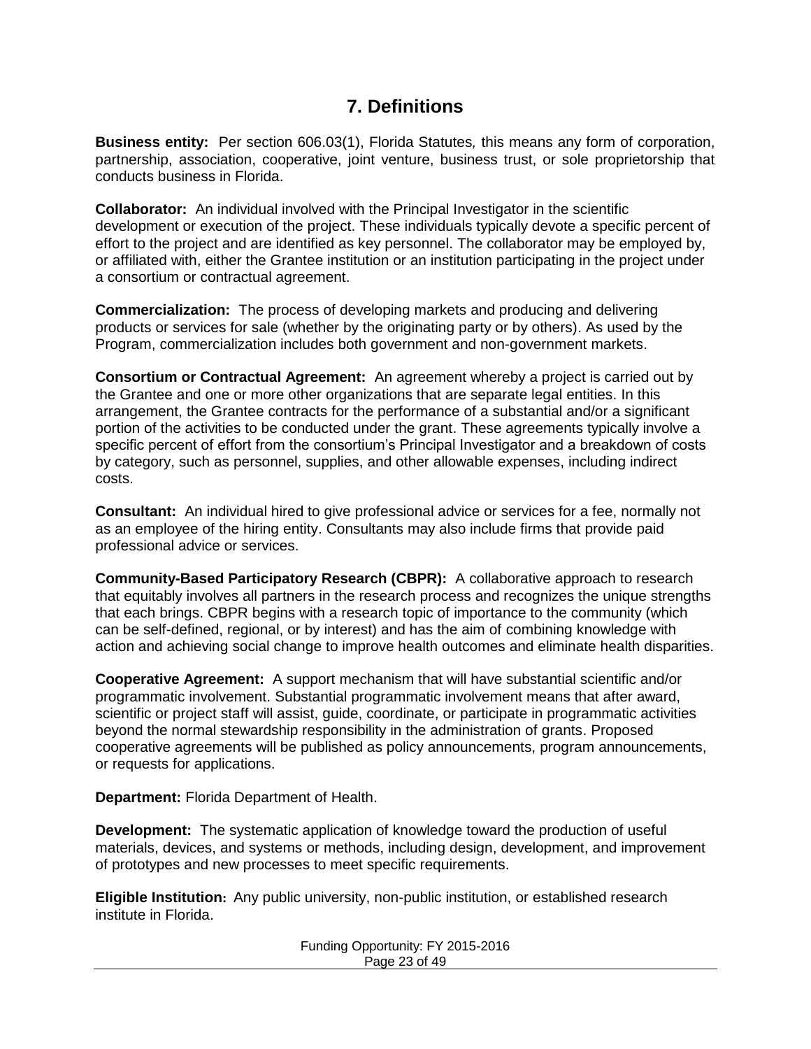# 7. Definitions

**Business entity:** Per section 606.03(1), Florida Statutes*,* this means any form of corporation, partnership, association, cooperative, joint venture, business trust, or sole proprietorship that conducts business in Florida.

**Collaborator:** An individual involved with the Principal Investigator in the scientific development or execution of the project. These individuals typically devote a specific percent of effort to the project and are identified as key personnel. The collaborator may be employed by, or affiliated with, either the Grantee institution or an institution participating in the project under a consortium or contractual agreement.

**Commercialization:** The process of developing markets and producing and delivering products or services for sale (whether by the originating party or by others). As used by the Program, commercialization includes both government and non-government markets.

**Consortium or Contractual Agreement:** An agreement whereby a project is carried out by the Grantee and one or more other organizations that are separate legal entities. In this arrangement, the Grantee contracts for the performance of a substantial and/or a significant portion of the activities to be conducted under the grant. These agreements typically involve a specific percent of effort from the consortium's Principal Investigator and a breakdown of costs by category, such as personnel, supplies, and other allowable expenses, including indirect costs.

**Consultant:** An individual hired to give professional advice or services for a fee, normally not as an employee of the hiring entity. Consultants may also include firms that provide paid professional advice or services.

**Community-Based Participatory Research (CBPR):** A collaborative approach to research that equitably involves all partners in the research process and recognizes the unique strengths that each brings. CBPR begins with a research topic of importance to the community (which can be self-defined, regional, or by interest) and has the aim of combining knowledge with action and achieving social change to improve health outcomes and eliminate health disparities.

**Cooperative Agreement:** A support mechanism that will have substantial scientific and/or programmatic involvement. Substantial programmatic involvement means that after award, scientific or project staff will assist, guide, coordinate, or participate in programmatic activities beyond the normal stewardship responsibility in the administration of grants. Proposed cooperative agreements will be published as policy announcements, program announcements, or requests for applications.

**Department:** Florida Department of Health.

**Development:** The systematic application of knowledge toward the production of useful materials, devices, and systems or methods, including design, development, and improvement of prototypes and new processes to meet specific requirements.

**Eligible Institution:** Any public university, non-public institution, or established research institute in Florida.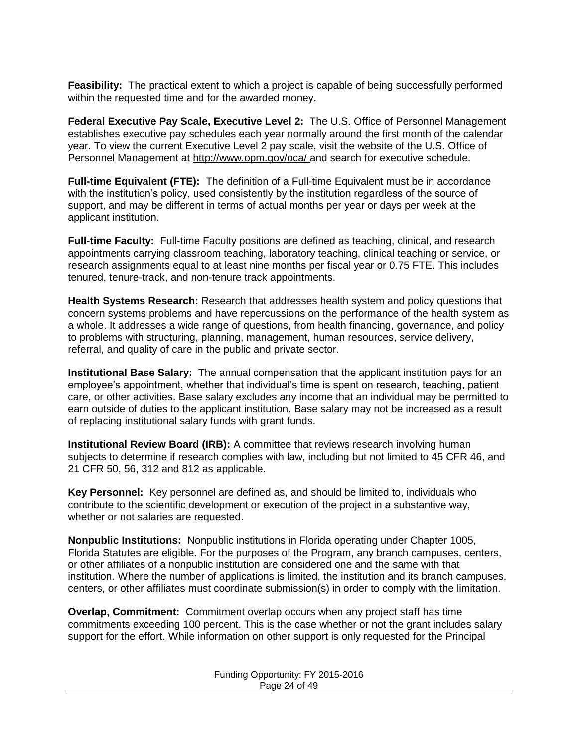**Feasibility:** The practical extent to which a project is capable of being successfully performed within the requested time and for the awarded money.

**Federal Executive Pay Scale, Executive Level 2:** The U.S. Office of Personnel Management establishes executive pay schedules each year normally around the first month of the calendar year. To view the current Executive Level 2 pay scale, visit the website of the U.S. Office of Personnel Management at http://www.opm.gov/oca/ and search for executive schedule.

**Full-time Equivalent (FTE):** The definition of a Full-time Equivalent must be in accordance with the institution's policy, used consistently by the institution regardless of the source of support, and may be different in terms of actual months per year or days per week at the applicant institution.

**Full-time Faculty:** Full-time Faculty positions are defined as teaching, clinical, and research appointments carrying classroom teaching, laboratory teaching, clinical teaching or service, or research assignments equal to at least nine months per fiscal year or 0.75 FTE. This includes tenured, tenure-track, and non-tenure track appointments.

**Health Systems Research:** Research that addresses health system and policy questions that concern systems problems and have repercussions on the performance of the health system as a whole. It addresses a wide range of questions, from health financing, governance, and policy to problems with structuring, planning, management, human resources, service delivery, referral, and quality of care in the public and private sector.

**Institutional Base Salary:** The annual compensation that the applicant institution pays for an employee's appointment, whether that individual's time is spent on research, teaching, patient care, or other activities. Base salary excludes any income that an individual may be permitted to earn outside of duties to the applicant institution. Base salary may not be increased as a result of replacing institutional salary funds with grant funds.

**Institutional Review Board (IRB):** A committee that reviews research involving human subjects to determine if research complies with law, including but not limited to 45 CFR 46, and 21 CFR 50, 56, 312 and 812 as applicable.

**Key Personnel:** Key personnel are defined as, and should be limited to, individuals who contribute to the scientific development or execution of the project in a substantive way, whether or not salaries are requested.

**Nonpublic Institutions:** Nonpublic institutions in Florida operating under Chapter 1005, Florida Statutes are eligible. For the purposes of the Program, any branch campuses, centers, or other affiliates of a nonpublic institution are considered one and the same with that institution. Where the number of applications is limited, the institution and its branch campuses, centers, or other affiliates must coordinate submission(s) in order to comply with the limitation.

**Overlap, Commitment:** Commitment overlap occurs when any project staff has time commitments exceeding 100 percent. This is the case whether or not the grant includes salary support for the effort. While information on other support is only requested for the Principal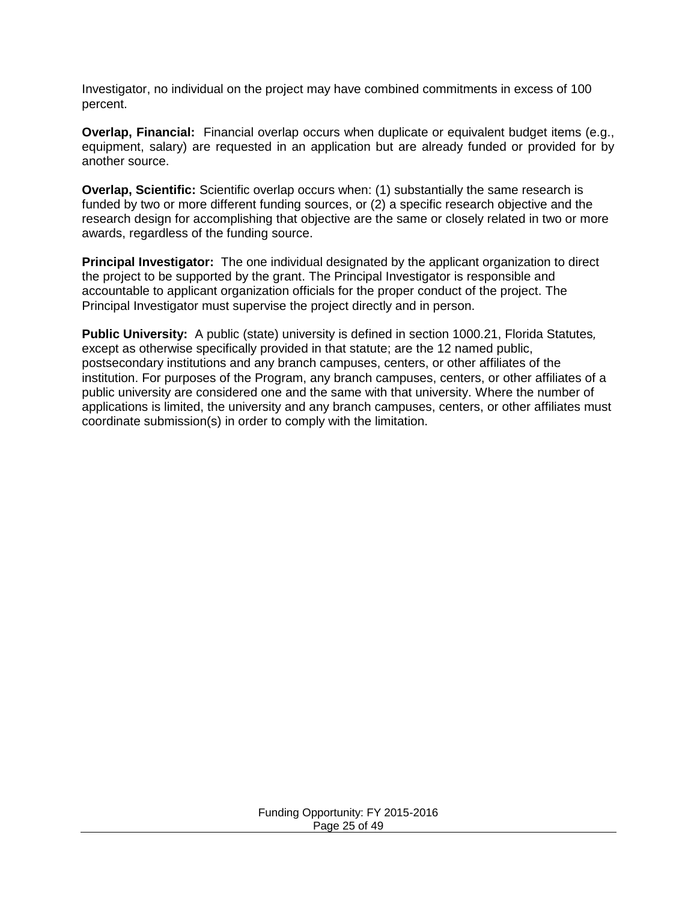Investigator, no individual on the project may have combined commitments in excess of 100 percent.

**Overlap, Financial:** Financial overlap occurs when duplicate or equivalent budget items (e.g., equipment, salary) are requested in an application but are already funded or provided for by another source.

**Overlap, Scientific:** Scientific overlap occurs when: (1) substantially the same research is funded by two or more different funding sources, or (2) a specific research objective and the research design for accomplishing that objective are the same or closely related in two or more awards, regardless of the funding source.

**Principal Investigator:** The one individual designated by the applicant organization to direct the project to be supported by the grant. The Principal Investigator is responsible and accountable to applicant organization officials for the proper conduct of the project. The Principal Investigator must supervise the project directly and in person.

**Public University:** A public (state) university is defined in section 1000.21, Florida Statutes*,* except as otherwise specifically provided in that statute; are the 12 named public, postsecondary institutions and any branch campuses, centers, or other affiliates of the institution. For purposes of the Program, any branch campuses, centers, or other affiliates of a public university are considered one and the same with that university. Where the number of applications is limited, the university and any branch campuses, centers, or other affiliates must coordinate submission(s) in order to comply with the limitation.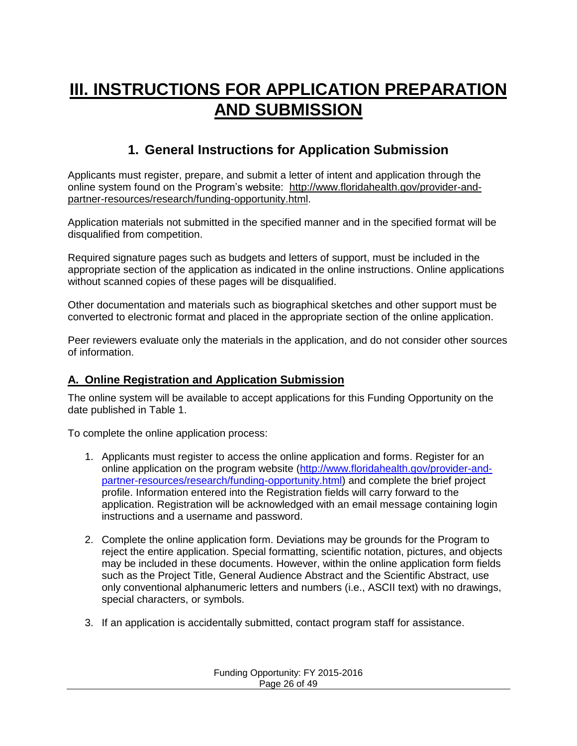# III. INSTRUCTIONS FOR APPLICATION PREPARATION AND SUBMISSION

## 1. General Instructions for Application Submission

Applicants must register, prepare, and submit a letter of intent and application through the online system found on the Program's website: http://www.floridahealth.gov/provider-and-partner-resources/research/funding-opportunity.html.

Application materials not submitted in the specified manner and in the specified format will be disqualified from competition.

Required signature pages such as budgets and letters of support, must be included in the appropriate section of the application as indicated in the online instructions. Online applications without scanned copies of these pages will be disqualified.

Other documentation and materials such as biographical sketches and other support must be converted to electronic format and placed in the appropriate section of the online application.

Peer reviewers evaluate only the materials in the application, and do not consider other sources of information.

### A. Online Registration and Application Submission

The online system will be available to accept applications for this Funding Opportunity on the date published in Table 1.

To complete the online application process:

1. Applicants must register to access the online application and forms. Register for an online application on the program website (http://www.floridahealth.gov/provider-and-partner-resources/research/funding-opportunity.html) and complete the brief project profile. Information entered into the Registration fields will carry forward to the application. Registration will be acknowledged with an email message containing login instructions and a username and password.

2. Complete the online application form. Deviations may be grounds for the Program to reject the entire application. Special formatting, scientific notation, pictures, and objects may be included in these documents. However, within the online application form fields such as the Project Title, General Audience Abstract and the Scientific Abstract, use only conventional alphanumeric letters and numbers (i.e., ASCII text) with no drawings, special characters, or symbols.

3. If an application is accidentally submitted, contact program staff for assistance.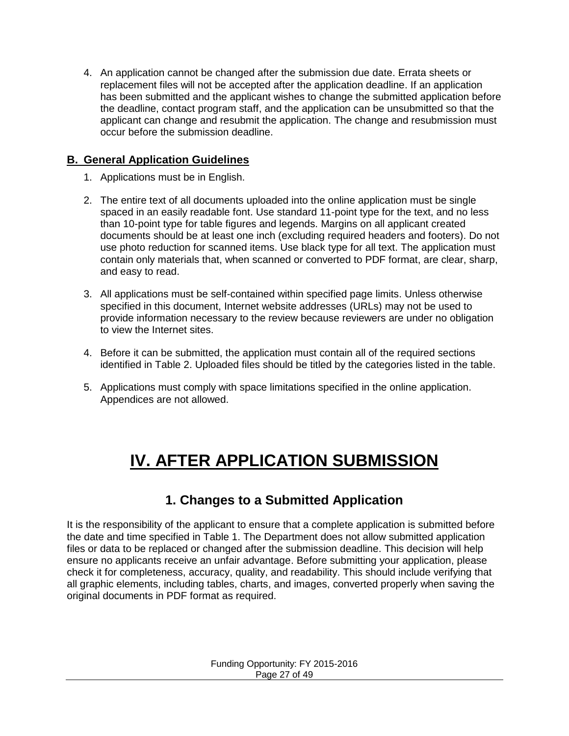4. An application cannot be changed after the submission due date. Errata sheets or replacement files will not be accepted after the application deadline. If an application has been submitted and the applicant wishes to change the submitted application before the deadline, contact program staff, and the application can be unsubmitted so that the applicant can change and resubmit the application. The change and resubmission must occur before the submission deadline.

### B. General Application Guidelines

1. Applications must be in English.
2. The entire text of all documents uploaded into the online application must be single spaced in an easily readable font. Use standard 11-point type for the text, and no less than 10-point type for table figures and legends. Margins on all applicant created documents should be at least one inch (excluding required headers and footers). Do not use photo reduction for scanned items. Use black type for all text. The application must contain only materials that, when scanned or converted to PDF format, are clear, sharp, and easy to read.
3. All applications must be self-contained within specified page limits. Unless otherwise specified in this document, Internet website addresses (URLs) may not be used to provide information necessary to the review because reviewers are under no obligation to view the Internet sites.
4. Before it can be submitted, the application must contain all of the required sections identified in Table 2. Uploaded files should be titled by the categories listed in the table.
5. Applications must comply with space limitations specified in the online application. Appendices are not allowed.

# IV. AFTER APPLICATION SUBMISSION

## 1. Changes to a Submitted Application

It is the responsibility of the applicant to ensure that a complete application is submitted before the date and time specified in Table 1. The Department does not allow submitted application files or data to be replaced or changed after the submission deadline. This decision will help ensure no applicants receive an unfair advantage. Before submitting your application, please check it for completeness, accuracy, quality, and readability. This should include verifying that all graphic elements, including tables, charts, and images, converted properly when saving the original documents in PDF format as required.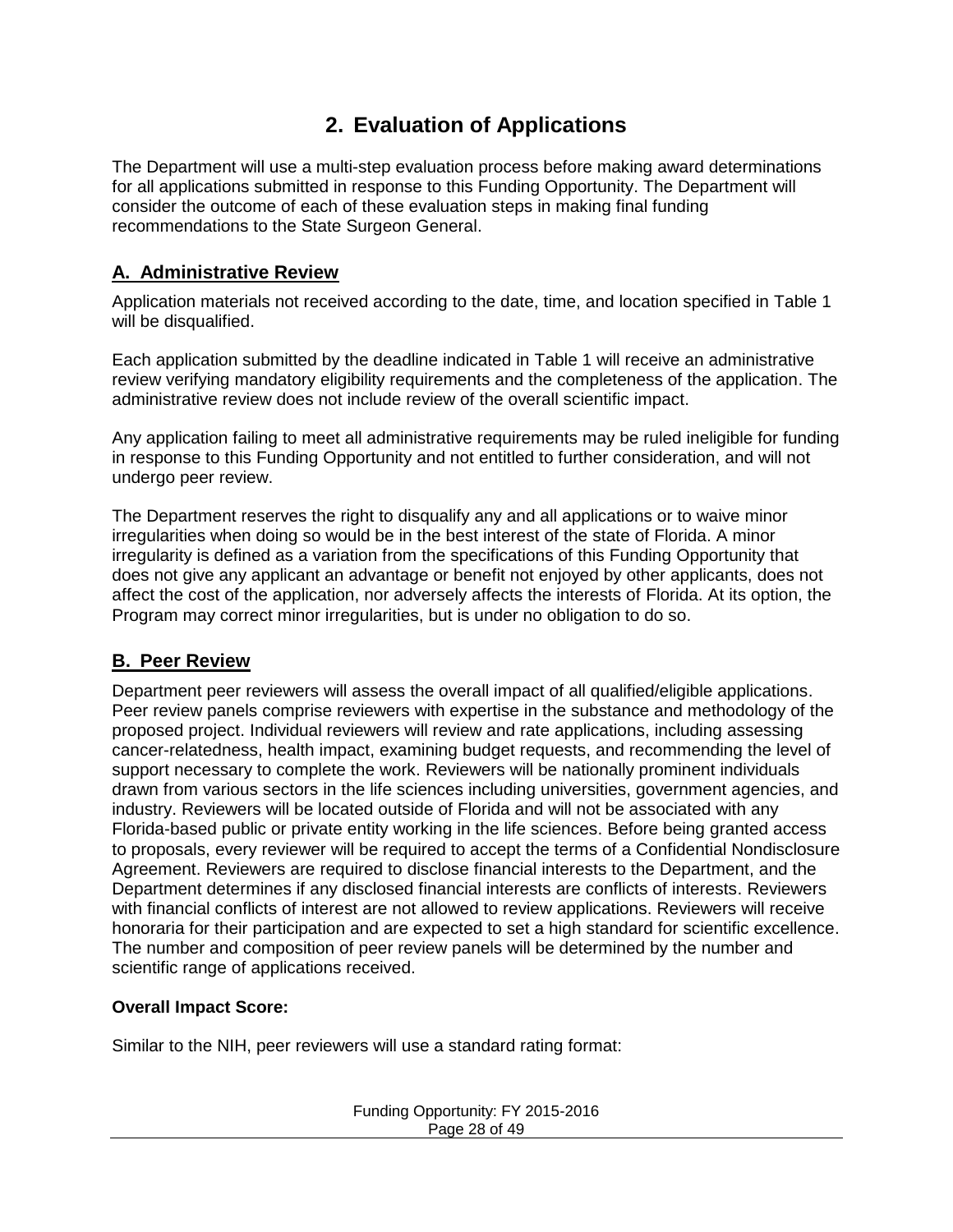# 2. Evaluation of Applications

The Department will use a multi-step evaluation process before making award determinations for all applications submitted in response to this Funding Opportunity. The Department will consider the outcome of each of these evaluation steps in making final funding recommendations to the State Surgeon General.

## A. Administrative Review

Application materials not received according to the date, time, and location specified in Table 1 will be disqualified.

Each application submitted by the deadline indicated in Table 1 will receive an administrative review verifying mandatory eligibility requirements and the completeness of the application. The administrative review does not include review of the overall scientific impact.

Any application failing to meet all administrative requirements may be ruled ineligible for funding in response to this Funding Opportunity and not entitled to further consideration, and will not undergo peer review.

The Department reserves the right to disqualify any and all applications or to waive minor irregularities when doing so would be in the best interest of the state of Florida. A minor irregularity is defined as a variation from the specifications of this Funding Opportunity that does not give any applicant an advantage or benefit not enjoyed by other applicants, does not affect the cost of the application, nor adversely affects the interests of Florida. At its option, the Program may correct minor irregularities, but is under no obligation to do so.

## B. Peer Review

Department peer reviewers will assess the overall impact of all qualified/eligible applications. Peer review panels comprise reviewers with expertise in the substance and methodology of the proposed project. Individual reviewers will review and rate applications, including assessing cancer-relatedness, health impact, examining budget requests, and recommending the level of support necessary to complete the work. Reviewers will be nationally prominent individuals drawn from various sectors in the life sciences including universities, government agencies, and industry. Reviewers will be located outside of Florida and will not be associated with any Florida-based public or private entity working in the life sciences. Before being granted access to proposals, every reviewer will be required to accept the terms of a Confidential Nondisclosure Agreement. Reviewers are required to disclose financial interests to the Department, and the Department determines if any disclosed financial interests are conflicts of interests. Reviewers with financial conflicts of interest are not allowed to review applications. Reviewers will receive honoraria for their participation and are expected to set a high standard for scientific excellence. The number and composition of peer review panels will be determined by the number and scientific range of applications received.

**Overall Impact Score:**

Similar to the NIH, peer reviewers will use a standard rating format: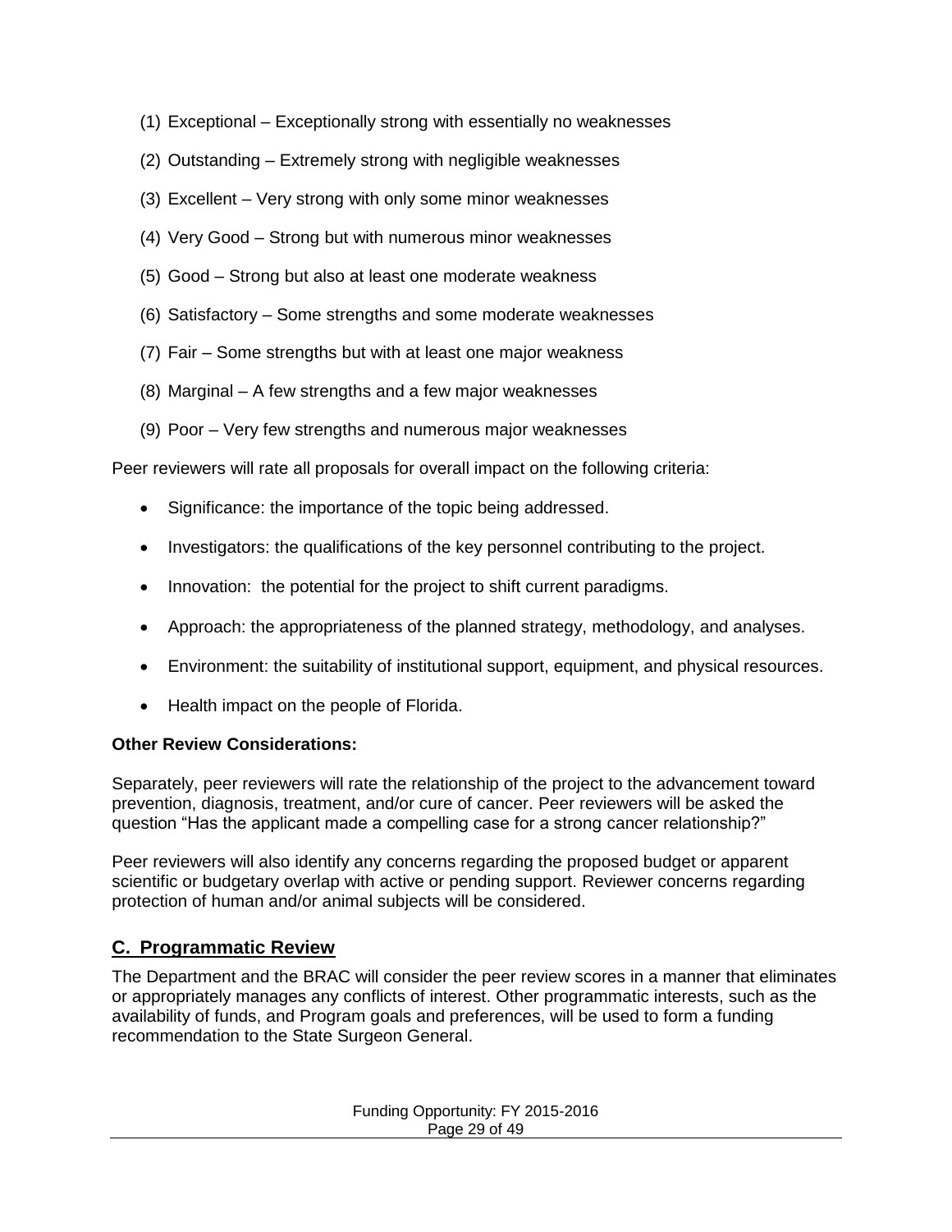(1) Exceptional – Exceptionally strong with essentially no weaknesses

(2) Outstanding – Extremely strong with negligible weaknesses

(3) Excellent – Very strong with only some minor weaknesses

(4) Very Good – Strong but with numerous minor weaknesses

(5) Good – Strong but also at least one moderate weakness

(6) Satisfactory – Some strengths and some moderate weaknesses

(7) Fair – Some strengths but with at least one major weakness

(8) Marginal – A few strengths and a few major weaknesses

(9) Poor – Very few strengths and numerous major weaknesses

Peer reviewers will rate all proposals for overall impact on the following criteria:

- Significance: the importance of the topic being addressed.
- Investigators: the qualifications of the key personnel contributing to the project.
- Innovation: the potential for the project to shift current paradigms.
- Approach: the appropriateness of the planned strategy, methodology, and analyses.
- Environment: the suitability of institutional support, equipment, and physical resources.
- Health impact on the people of Florida.

**Other Review Considerations:**

Separately, peer reviewers will rate the relationship of the project to the advancement toward prevention, diagnosis, treatment, and/or cure of cancer. Peer reviewers will be asked the question "Has the applicant made a compelling case for a strong cancer relationship?"

Peer reviewers will also identify any concerns regarding the proposed budget or apparent scientific or budgetary overlap with active or pending support. Reviewer concerns regarding protection of human and/or animal subjects will be considered.

## C. Programmatic Review

The Department and the BRAC will consider the peer review scores in a manner that eliminates or appropriately manages any conflicts of interest. Other programmatic interests, such as the availability of funds, and Program goals and preferences, will be used to form a funding recommendation to the State Surgeon General.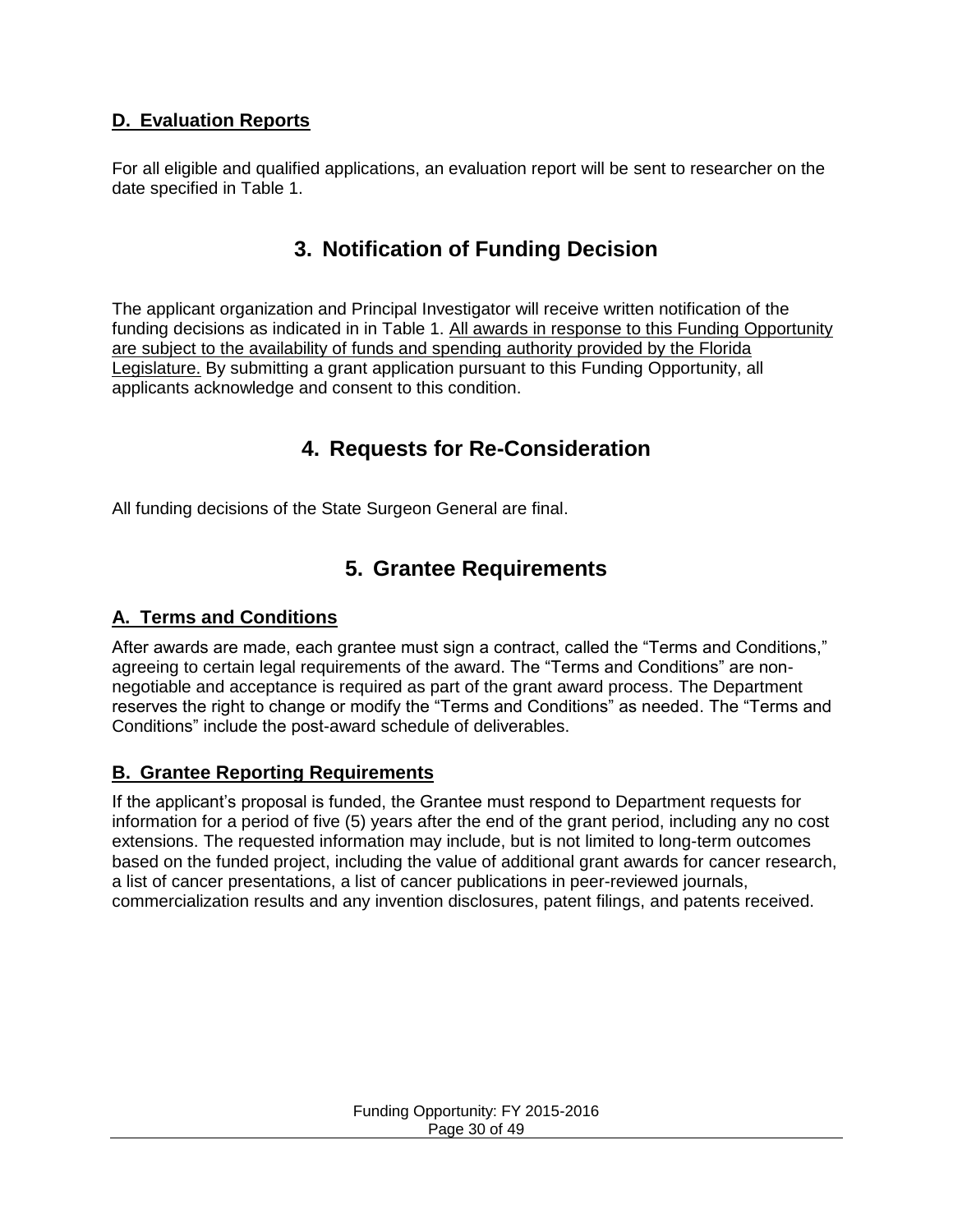### D. Evaluation Reports

For all eligible and qualified applications, an evaluation report will be sent to researcher on the date specified in Table 1.

## 3. Notification of Funding Decision

The applicant organization and Principal Investigator will receive written notification of the funding decisions as indicated in in Table 1. All awards in response to this Funding Opportunity are subject to the availability of funds and spending authority provided by the Florida Legislature. By submitting a grant application pursuant to this Funding Opportunity, all applicants acknowledge and consent to this condition.

## 4. Requests for Re-Consideration

All funding decisions of the State Surgeon General are final.

## 5. Grantee Requirements

### A. Terms and Conditions

After awards are made, each grantee must sign a contract, called the "Terms and Conditions," agreeing to certain legal requirements of the award. The "Terms and Conditions" are non-negotiable and acceptance is required as part of the grant award process. The Department reserves the right to change or modify the "Terms and Conditions" as needed. The "Terms and Conditions" include the post-award schedule of deliverables.

### B. Grantee Reporting Requirements

If the applicant's proposal is funded, the Grantee must respond to Department requests for information for a period of five (5) years after the end of the grant period, including any no cost extensions. The requested information may include, but is not limited to long-term outcomes based on the funded project, including the value of additional grant awards for cancer research, a list of cancer presentations, a list of cancer publications in peer-reviewed journals, commercialization results and any invention disclosures, patent filings, and patents received.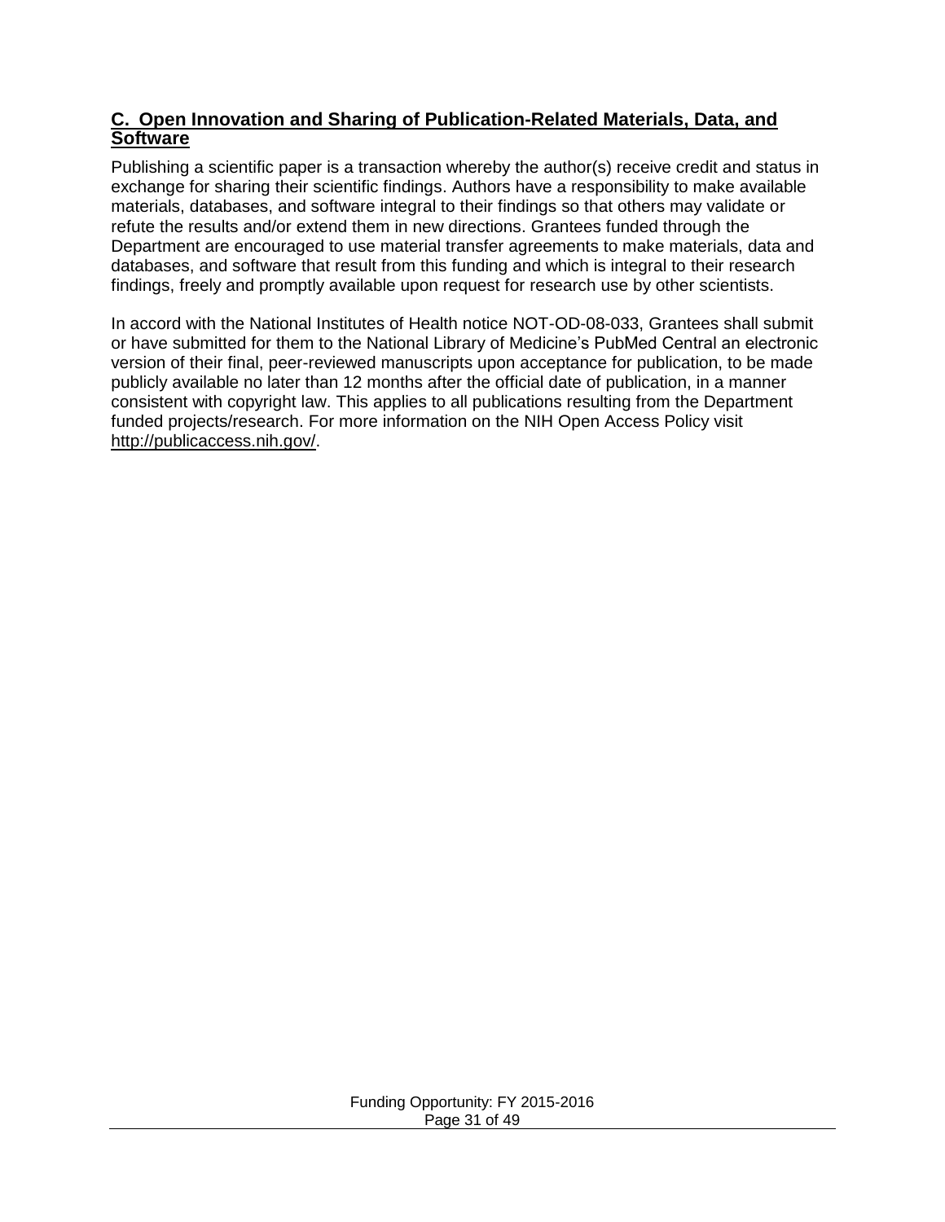## C. Open Innovation and Sharing of Publication-Related Materials, Data, and Software

Publishing a scientific paper is a transaction whereby the author(s) receive credit and status in exchange for sharing their scientific findings. Authors have a responsibility to make available materials, databases, and software integral to their findings so that others may validate or refute the results and/or extend them in new directions. Grantees funded through the Department are encouraged to use material transfer agreements to make materials, data and databases, and software that result from this funding and which is integral to their research findings, freely and promptly available upon request for research use by other scientists.

In accord with the National Institutes of Health notice NOT-OD-08-033, Grantees shall submit or have submitted for them to the National Library of Medicine's PubMed Central an electronic version of their final, peer-reviewed manuscripts upon acceptance for publication, to be made publicly available no later than 12 months after the official date of publication, in a manner consistent with copyright law. This applies to all publications resulting from the Department funded projects/research. For more information on the NIH Open Access Policy visit http://publicaccess.nih.gov/.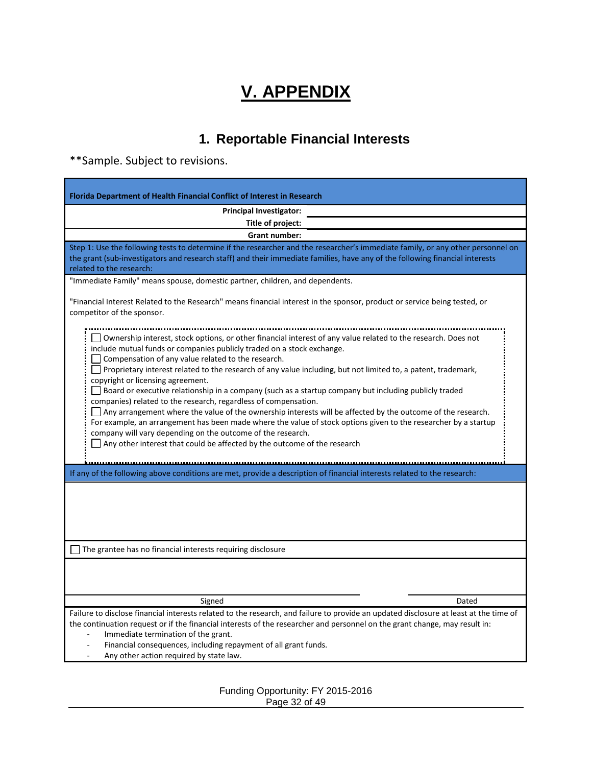# V. APPENDIX

## 1. Reportable Financial Interests

**Sample. Subject to revisions.

**Florida Department of Health Financial Conflict of Interest in Research**

| | |
|---|---|
| **Principal Investigator:** | |
| **Title of project:** | |
| **Grant number:** | |

Step 1: Use the following tests to determine if the researcher and the researcher's immediate family, or any other personnel on the grant (sub-investigators and research staff) and their immediate families, have any of the following financial interests related to the research:

"Immediate Family" means spouse, domestic partner, children, and dependents.

"Financial Interest Related to the Research" means financial interest in the sponsor, product or service being tested, or competitor of the sponsor.

- ☐ Ownership interest, stock options, or other financial interest of any value related to the research. Does not include mutual funds or companies publicly traded on a stock exchange.
- ☐ Compensation of any value related to the research.
- ☐ Proprietary interest related to the research of any value including, but not limited to, a patent, trademark, copyright or licensing agreement.
- ☐ Board or executive relationship in a company (such as a startup company but including publicly traded companies) related to the research, regardless of compensation.
- ☐ Any arrangement where the value of the ownership interests will be affected by the outcome of the research. For example, an arrangement has been made where the value of stock options given to the researcher by a startup company will vary depending on the outcome of the research.
- ☐ Any other interest that could be affected by the outcome of the research

If any of the following above conditions are met, provide a description of financial interests related to the research:

☐ The grantee has no financial interests requiring disclosure

| Signed | Dated |
|---|---|

Failure to disclose financial interests related to the research, and failure to provide an updated disclosure at least at the time of the continuation request or if the financial interests of the researcher and personnel on the grant change, may result in:

- Immediate termination of the grant.
- Financial consequences, including repayment of all grant funds.
- Any other action required by state law.

Funding Opportunity: FY 2015-2016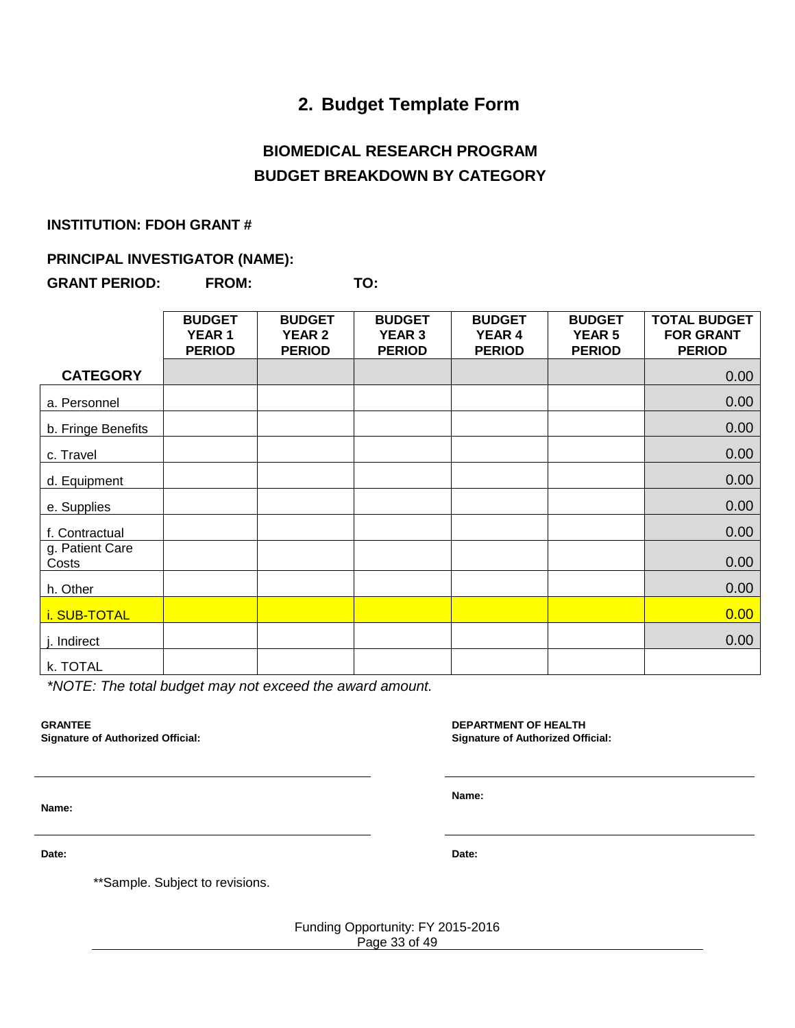## 2. Budget Template Form

### BIOMEDICAL RESEARCH PROGRAM
### BUDGET BREAKDOWN BY CATEGORY

**INSTITUTION: FDOH GRANT #**

**PRINCIPAL INVESTIGATOR (NAME):**

**GRANT PERIOD: FROM: TO:**

| CATEGORY | BUDGET YEAR 1 PERIOD | BUDGET YEAR 2 PERIOD | BUDGET YEAR 3 PERIOD | BUDGET YEAR 4 PERIOD | BUDGET YEAR 5 PERIOD | TOTAL BUDGET FOR GRANT PERIOD |
|---|---|---|---|---|---|---|
| | | | | | | 0.00 |
| a. Personnel | | | | | | 0.00 |
| b. Fringe Benefits | | | | | | 0.00 |
| c. Travel | | | | | | 0.00 |
| d. Equipment | | | | | | 0.00 |
| e. Supplies | | | | | | 0.00 |
| f. Contractual | | | | | | 0.00 |
| g. Patient Care Costs | | | | | | 0.00 |
| h. Other | | | | | | 0.00 |
| i. SUB-TOTAL | | | | | | 0.00 |
| j. Indirect | | | | | | 0.00 |
| k. TOTAL | | | | | | |

*\*NOTE: The total budget may not exceed the award amount.*

**GRANTEE**
**Signature of Authorized Official:**

**Name:**

**Date:**

**DEPARTMENT OF HEALTH**
**Signature of Authorized Official:**

**Name:**

**Date:**

\*\*Sample. Subject to revisions.

Funding Opportunity: FY 2015-2016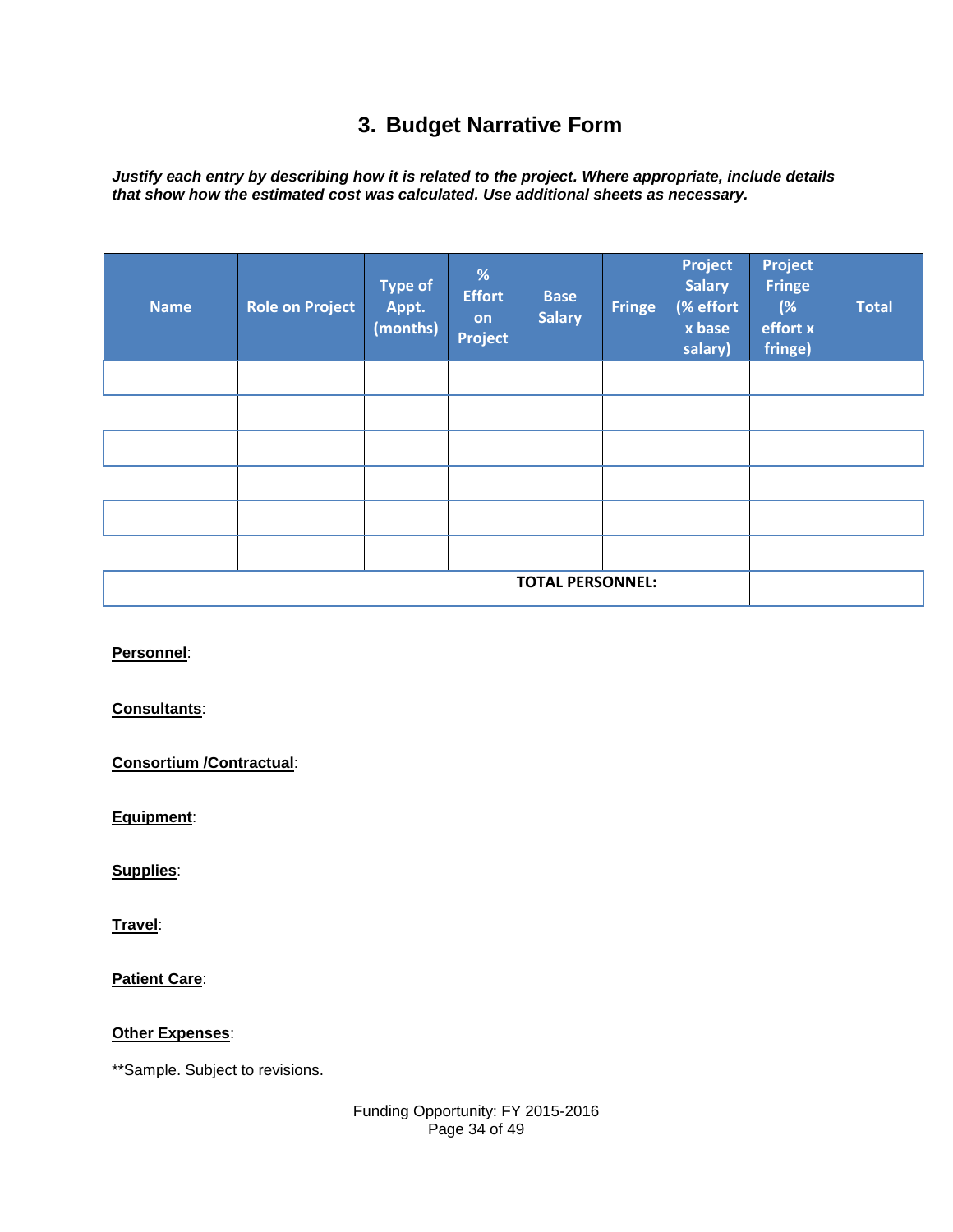# 3. Budget Narrative Form

***Justify each entry by describing how it is related to the project. Where appropriate, include details that show how the estimated cost was calculated. Use additional sheets as necessary.***

| Name | Role on Project | Type of Appt. (months) | % Effort on Project | Base Salary | Fringe | Project Salary (% effort x base salary) | Project Fringe (% effort x fringe) | Total |
|---|---|---|---|---|---|---|---|---|
| | | | | | | | | |
| | | | | | | | | |
| | | | | | | | | |
| | | | | | | | | |
| | | | | | | | | |
| | | | | | | | | |
| | | | | | **TOTAL PERSONNEL:** | | | |

**Personnel**:

**Consultants**:

**Consortium /Contractual**:

**Equipment**:

**Supplies**:

**Travel**:

**Patient Care**:

**Other Expenses**:

**Sample. Subject to revisions.

Funding Opportunity: FY 2015-2016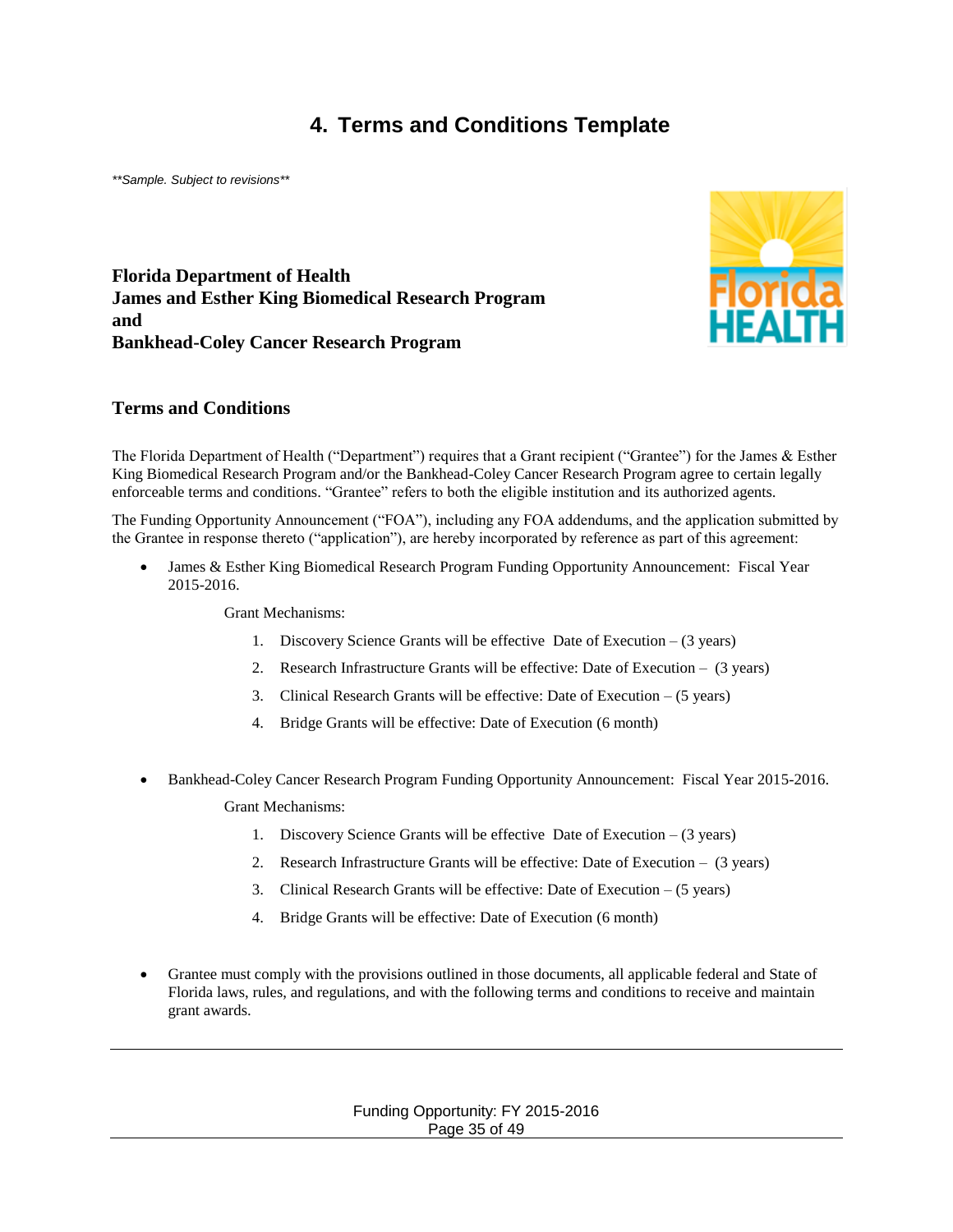# 4. Terms and Conditions Template

*\*\*Sample. Subject to revisions\*\**

**Florida Department of Health**
**James and Esther King Biomedical Research Program**
**and**
**Bankhead-Coley Cancer Research Program**

## Terms and Conditions

The Florida Department of Health ("Department") requires that a Grant recipient ("Grantee") for the James & Esther King Biomedical Research Program and/or the Bankhead-Coley Cancer Research Program agree to certain legally enforceable terms and conditions. "Grantee" refers to both the eligible institution and its authorized agents.

The Funding Opportunity Announcement ("FOA"), including any FOA addendums, and the application submitted by the Grantee in response thereto ("application"), are hereby incorporated by reference as part of this agreement:

- James & Esther King Biomedical Research Program Funding Opportunity Announcement: Fiscal Year 2015-2016.

  Grant Mechanisms:

  1. Discovery Science Grants will be effective Date of Execution – (3 years)
  2. Research Infrastructure Grants will be effective: Date of Execution – (3 years)
  3. Clinical Research Grants will be effective: Date of Execution – (5 years)
  4. Bridge Grants will be effective: Date of Execution (6 month)

- Bankhead-Coley Cancer Research Program Funding Opportunity Announcement: Fiscal Year 2015-2016.

  Grant Mechanisms:

  1. Discovery Science Grants will be effective Date of Execution – (3 years)
  2. Research Infrastructure Grants will be effective: Date of Execution – (3 years)
  3. Clinical Research Grants will be effective: Date of Execution – (5 years)
  4. Bridge Grants will be effective: Date of Execution (6 month)

- Grantee must comply with the provisions outlined in those documents, all applicable federal and State of Florida laws, rules, and regulations, and with the following terms and conditions to receive and maintain grant awards.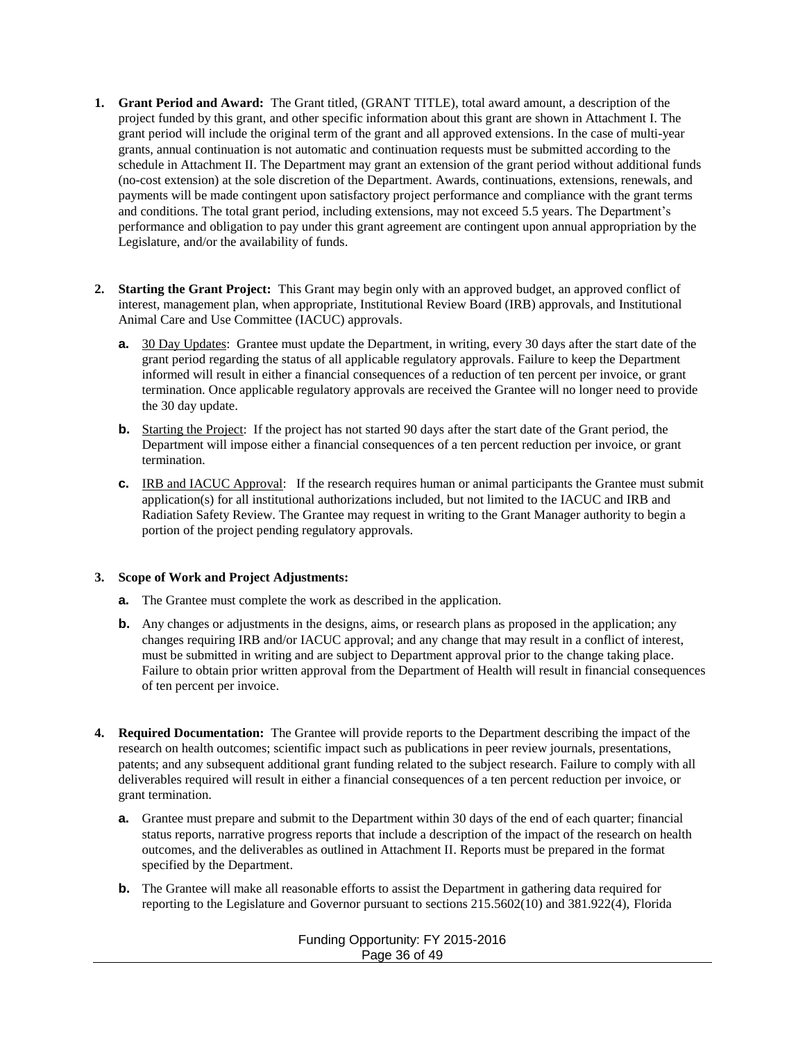1. **Grant Period and Award:** The Grant titled, (GRANT TITLE), total award amount, a description of the project funded by this grant, and other specific information about this grant are shown in Attachment I. The grant period will include the original term of the grant and all approved extensions. In the case of multi-year grants, annual continuation is not automatic and continuation requests must be submitted according to the schedule in Attachment II. The Department may grant an extension of the grant period without additional funds (no-cost extension) at the sole discretion of the Department. Awards, continuations, extensions, renewals, and payments will be made contingent upon satisfactory project performance and compliance with the grant terms and conditions. The total grant period, including extensions, may not exceed 5.5 years. The Department's performance and obligation to pay under this grant agreement are contingent upon annual appropriation by the Legislature, and/or the availability of funds.

2. **Starting the Grant Project:** This Grant may begin only with an approved budget, an approved conflict of interest, management plan, when appropriate, Institutional Review Board (IRB) approvals, and Institutional Animal Care and Use Committee (IACUC) approvals.

   a. 30 Day Updates: Grantee must update the Department, in writing, every 30 days after the start date of the grant period regarding the status of all applicable regulatory approvals. Failure to keep the Department informed will result in either a financial consequences of a reduction of ten percent per invoice, or grant termination. Once applicable regulatory approvals are received the Grantee will no longer need to provide the 30 day update.

   b. Starting the Project: If the project has not started 90 days after the start date of the Grant period, the Department will impose either a financial consequences of a ten percent reduction per invoice, or grant termination.

   c. IRB and IACUC Approval: If the research requires human or animal participants the Grantee must submit application(s) for all institutional authorizations included, but not limited to the IACUC and IRB and Radiation Safety Review. The Grantee may request in writing to the Grant Manager authority to begin a portion of the project pending regulatory approvals.

3. **Scope of Work and Project Adjustments:**

   a. The Grantee must complete the work as described in the application.

   b. Any changes or adjustments in the designs, aims, or research plans as proposed in the application; any changes requiring IRB and/or IACUC approval; and any change that may result in a conflict of interest, must be submitted in writing and are subject to Department approval prior to the change taking place. Failure to obtain prior written approval from the Department of Health will result in financial consequences of ten percent per invoice.

4. **Required Documentation:** The Grantee will provide reports to the Department describing the impact of the research on health outcomes; scientific impact such as publications in peer review journals, presentations, patents; and any subsequent additional grant funding related to the subject research. Failure to comply with all deliverables required will result in either a financial consequences of a ten percent reduction per invoice, or grant termination.

   a. Grantee must prepare and submit to the Department within 30 days of the end of each quarter; financial status reports, narrative progress reports that include a description of the impact of the research on health outcomes, and the deliverables as outlined in Attachment II. Reports must be prepared in the format specified by the Department.

   b. The Grantee will make all reasonable efforts to assist the Department in gathering data required for reporting to the Legislature and Governor pursuant to sections 215.5602(10) and 381.922(4), Florida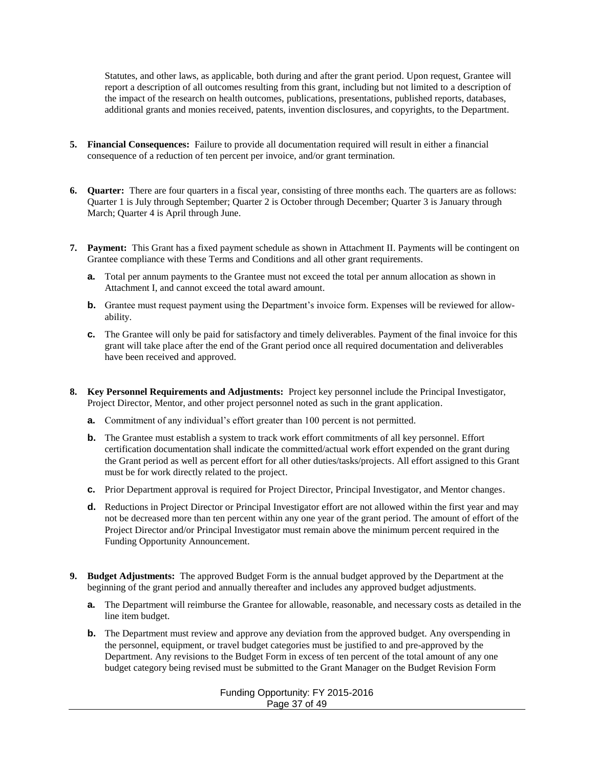Statutes, and other laws, as applicable, both during and after the grant period. Upon request, Grantee will report a description of all outcomes resulting from this grant, including but not limited to a description of the impact of the research on health outcomes, publications, presentations, published reports, databases, additional grants and monies received, patents, invention disclosures, and copyrights, to the Department.

5. **Financial Consequences:** Failure to provide all documentation required will result in either a financial consequence of a reduction of ten percent per invoice, and/or grant termination.

6. **Quarter:** There are four quarters in a fiscal year, consisting of three months each. The quarters are as follows: Quarter 1 is July through September; Quarter 2 is October through December; Quarter 3 is January through March; Quarter 4 is April through June.

7. **Payment:** This Grant has a fixed payment schedule as shown in Attachment II. Payments will be contingent on Grantee compliance with these Terms and Conditions and all other grant requirements.
   - **a.** Total per annum payments to the Grantee must not exceed the total per annum allocation as shown in Attachment I, and cannot exceed the total award amount.
   - **b.** Grantee must request payment using the Department's invoice form. Expenses will be reviewed for allowability.
   - **c.** The Grantee will only be paid for satisfactory and timely deliverables. Payment of the final invoice for this grant will take place after the end of the Grant period once all required documentation and deliverables have been received and approved.

8. **Key Personnel Requirements and Adjustments:** Project key personnel include the Principal Investigator, Project Director, Mentor, and other project personnel noted as such in the grant application.
   - **a.** Commitment of any individual's effort greater than 100 percent is not permitted.
   - **b.** The Grantee must establish a system to track work effort commitments of all key personnel. Effort certification documentation shall indicate the committed/actual work effort expended on the grant during the Grant period as well as percent effort for all other duties/tasks/projects. All effort assigned to this Grant must be for work directly related to the project.
   - **c.** Prior Department approval is required for Project Director, Principal Investigator, and Mentor changes.
   - **d.** Reductions in Project Director or Principal Investigator effort are not allowed within the first year and may not be decreased more than ten percent within any one year of the grant period. The amount of effort of the Project Director and/or Principal Investigator must remain above the minimum percent required in the Funding Opportunity Announcement.

9. **Budget Adjustments:** The approved Budget Form is the annual budget approved by the Department at the beginning of the grant period and annually thereafter and includes any approved budget adjustments.
   - **a.** The Department will reimburse the Grantee for allowable, reasonable, and necessary costs as detailed in the line item budget.
   - **b.** The Department must review and approve any deviation from the approved budget. Any overspending in the personnel, equipment, or travel budget categories must be justified to and pre-approved by the Department. Any revisions to the Budget Form in excess of ten percent of the total amount of any one budget category being revised must be submitted to the Grant Manager on the Budget Revision Form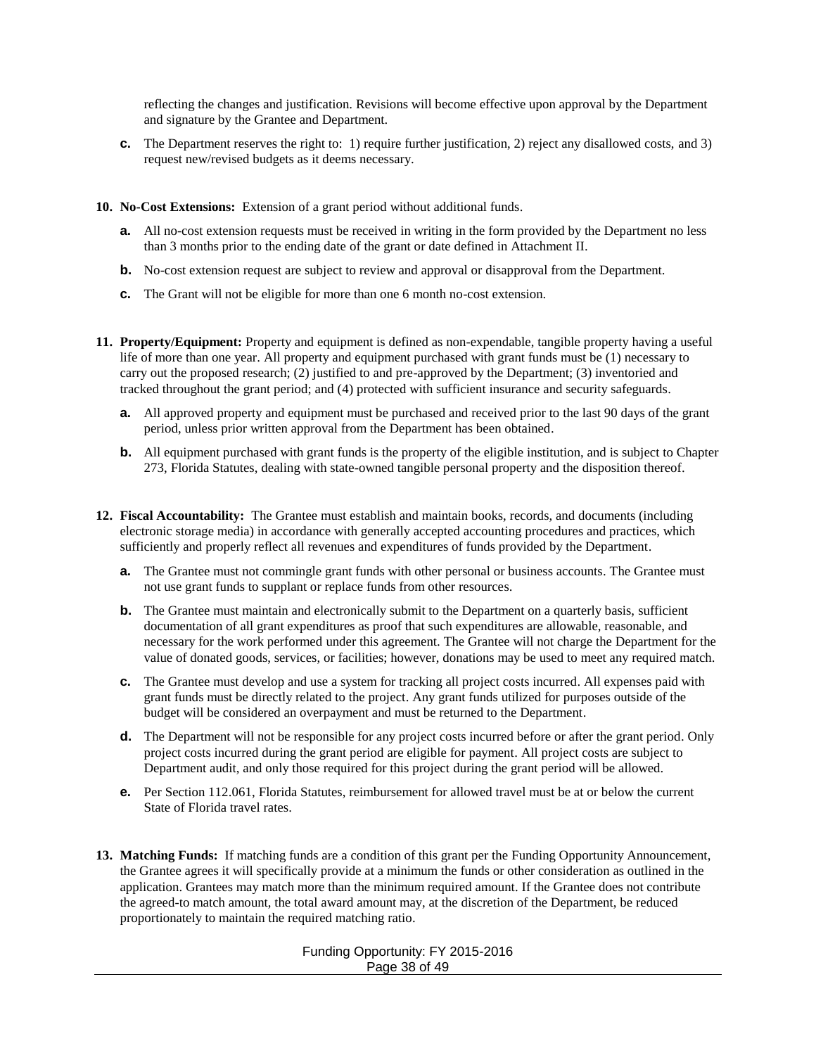reflecting the changes and justification. Revisions will become effective upon approval by the Department and signature by the Grantee and Department.

**c.** The Department reserves the right to: 1) require further justification, 2) reject any disallowed costs, and 3) request new/revised budgets as it deems necessary.

**10. No-Cost Extensions:** Extension of a grant period without additional funds.

**a.** All no-cost extension requests must be received in writing in the form provided by the Department no less than 3 months prior to the ending date of the grant or date defined in Attachment II.

**b.** No-cost extension request are subject to review and approval or disapproval from the Department.

**c.** The Grant will not be eligible for more than one 6 month no-cost extension.

**11. Property/Equipment:** Property and equipment is defined as non-expendable, tangible property having a useful life of more than one year. All property and equipment purchased with grant funds must be (1) necessary to carry out the proposed research; (2) justified to and pre-approved by the Department; (3) inventoried and tracked throughout the grant period; and (4) protected with sufficient insurance and security safeguards.

**a.** All approved property and equipment must be purchased and received prior to the last 90 days of the grant period, unless prior written approval from the Department has been obtained.

**b.** All equipment purchased with grant funds is the property of the eligible institution, and is subject to Chapter 273, Florida Statutes, dealing with state-owned tangible personal property and the disposition thereof.

**12. Fiscal Accountability:** The Grantee must establish and maintain books, records, and documents (including electronic storage media) in accordance with generally accepted accounting procedures and practices, which sufficiently and properly reflect all revenues and expenditures of funds provided by the Department.

**a.** The Grantee must not commingle grant funds with other personal or business accounts. The Grantee must not use grant funds to supplant or replace funds from other resources.

**b.** The Grantee must maintain and electronically submit to the Department on a quarterly basis, sufficient documentation of all grant expenditures as proof that such expenditures are allowable, reasonable, and necessary for the work performed under this agreement. The Grantee will not charge the Department for the value of donated goods, services, or facilities; however, donations may be used to meet any required match.

**c.** The Grantee must develop and use a system for tracking all project costs incurred. All expenses paid with grant funds must be directly related to the project. Any grant funds utilized for purposes outside of the budget will be considered an overpayment and must be returned to the Department.

**d.** The Department will not be responsible for any project costs incurred before or after the grant period. Only project costs incurred during the grant period are eligible for payment. All project costs are subject to Department audit, and only those required for this project during the grant period will be allowed.

**e.** Per Section 112.061, Florida Statutes, reimbursement for allowed travel must be at or below the current State of Florida travel rates.

**13. Matching Funds:** If matching funds are a condition of this grant per the Funding Opportunity Announcement, the Grantee agrees it will specifically provide at a minimum the funds or other consideration as outlined in the application. Grantees may match more than the minimum required amount. If the Grantee does not contribute the agreed-to match amount, the total award amount may, at the discretion of the Department, be reduced proportionately to maintain the required matching ratio.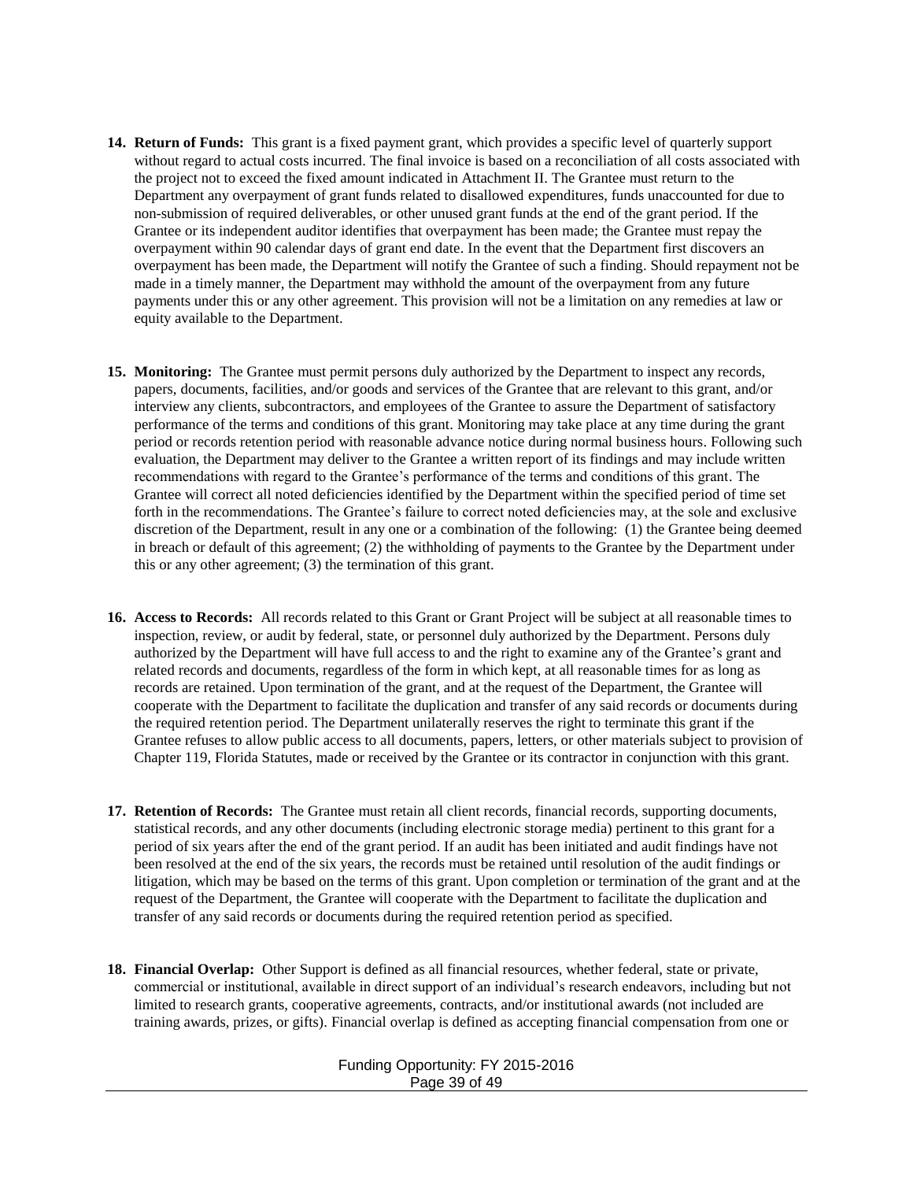14. **Return of Funds:** This grant is a fixed payment grant, which provides a specific level of quarterly support without regard to actual costs incurred. The final invoice is based on a reconciliation of all costs associated with the project not to exceed the fixed amount indicated in Attachment II. The Grantee must return to the Department any overpayment of grant funds related to disallowed expenditures, funds unaccounted for due to non-submission of required deliverables, or other unused grant funds at the end of the grant period. If the Grantee or its independent auditor identifies that overpayment has been made; the Grantee must repay the overpayment within 90 calendar days of grant end date. In the event that the Department first discovers an overpayment has been made, the Department will notify the Grantee of such a finding. Should repayment not be made in a timely manner, the Department may withhold the amount of the overpayment from any future payments under this or any other agreement. This provision will not be a limitation on any remedies at law or equity available to the Department.

15. **Monitoring:** The Grantee must permit persons duly authorized by the Department to inspect any records, papers, documents, facilities, and/or goods and services of the Grantee that are relevant to this grant, and/or interview any clients, subcontractors, and employees of the Grantee to assure the Department of satisfactory performance of the terms and conditions of this grant. Monitoring may take place at any time during the grant period or records retention period with reasonable advance notice during normal business hours. Following such evaluation, the Department may deliver to the Grantee a written report of its findings and may include written recommendations with regard to the Grantee's performance of the terms and conditions of this grant. The Grantee will correct all noted deficiencies identified by the Department within the specified period of time set forth in the recommendations. The Grantee's failure to correct noted deficiencies may, at the sole and exclusive discretion of the Department, result in any one or a combination of the following: (1) the Grantee being deemed in breach or default of this agreement; (2) the withholding of payments to the Grantee by the Department under this or any other agreement; (3) the termination of this grant.

16. **Access to Records:** All records related to this Grant or Grant Project will be subject at all reasonable times to inspection, review, or audit by federal, state, or personnel duly authorized by the Department. Persons duly authorized by the Department will have full access to and the right to examine any of the Grantee's grant and related records and documents, regardless of the form in which kept, at all reasonable times for as long as records are retained. Upon termination of the grant, and at the request of the Department, the Grantee will cooperate with the Department to facilitate the duplication and transfer of any said records or documents during the required retention period. The Department unilaterally reserves the right to terminate this grant if the Grantee refuses to allow public access to all documents, papers, letters, or other materials subject to provision of Chapter 119, Florida Statutes, made or received by the Grantee or its contractor in conjunction with this grant.

17. **Retention of Records:** The Grantee must retain all client records, financial records, supporting documents, statistical records, and any other documents (including electronic storage media) pertinent to this grant for a period of six years after the end of the grant period. If an audit has been initiated and audit findings have not been resolved at the end of the six years, the records must be retained until resolution of the audit findings or litigation, which may be based on the terms of this grant. Upon completion or termination of the grant and at the request of the Department, the Grantee will cooperate with the Department to facilitate the duplication and transfer of any said records or documents during the required retention period as specified.

18. **Financial Overlap:** Other Support is defined as all financial resources, whether federal, state or private, commercial or institutional, available in direct support of an individual's research endeavors, including but not limited to research grants, cooperative agreements, contracts, and/or institutional awards (not included are training awards, prizes, or gifts). Financial overlap is defined as accepting financial compensation from one or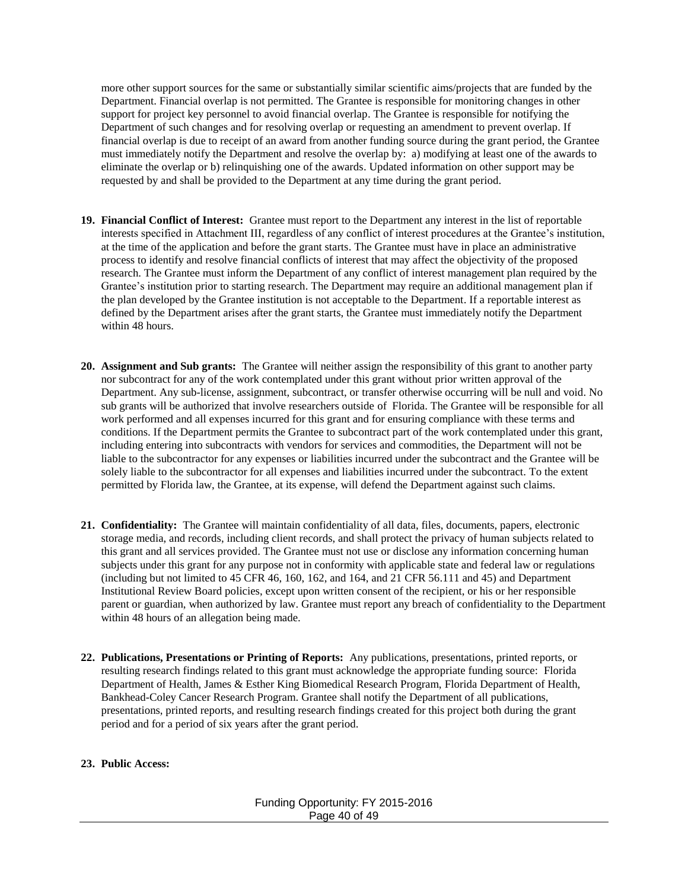more other support sources for the same or substantially similar scientific aims/projects that are funded by the Department. Financial overlap is not permitted. The Grantee is responsible for monitoring changes in other support for project key personnel to avoid financial overlap. The Grantee is responsible for notifying the Department of such changes and for resolving overlap or requesting an amendment to prevent overlap. If financial overlap is due to receipt of an award from another funding source during the grant period, the Grantee must immediately notify the Department and resolve the overlap by: a) modifying at least one of the awards to eliminate the overlap or b) relinquishing one of the awards. Updated information on other support may be requested by and shall be provided to the Department at any time during the grant period.

19. **Financial Conflict of Interest:** Grantee must report to the Department any interest in the list of reportable interests specified in Attachment III, regardless of any conflict of interest procedures at the Grantee's institution, at the time of the application and before the grant starts. The Grantee must have in place an administrative process to identify and resolve financial conflicts of interest that may affect the objectivity of the proposed research. The Grantee must inform the Department of any conflict of interest management plan required by the Grantee's institution prior to starting research. The Department may require an additional management plan if the plan developed by the Grantee institution is not acceptable to the Department. If a reportable interest as defined by the Department arises after the grant starts, the Grantee must immediately notify the Department within 48 hours.

20. **Assignment and Sub grants:** The Grantee will neither assign the responsibility of this grant to another party nor subcontract for any of the work contemplated under this grant without prior written approval of the Department. Any sub-license, assignment, subcontract, or transfer otherwise occurring will be null and void. No sub grants will be authorized that involve researchers outside of Florida. The Grantee will be responsible for all work performed and all expenses incurred for this grant and for ensuring compliance with these terms and conditions. If the Department permits the Grantee to subcontract part of the work contemplated under this grant, including entering into subcontracts with vendors for services and commodities, the Department will not be liable to the subcontractor for any expenses or liabilities incurred under the subcontract and the Grantee will be solely liable to the subcontractor for all expenses and liabilities incurred under the subcontract. To the extent permitted by Florida law, the Grantee, at its expense, will defend the Department against such claims.

21. **Confidentiality:** The Grantee will maintain confidentiality of all data, files, documents, papers, electronic storage media, and records, including client records, and shall protect the privacy of human subjects related to this grant and all services provided. The Grantee must not use or disclose any information concerning human subjects under this grant for any purpose not in conformity with applicable state and federal law or regulations (including but not limited to 45 CFR 46, 160, 162, and 164, and 21 CFR 56.111 and 45) and Department Institutional Review Board policies, except upon written consent of the recipient, or his or her responsible parent or guardian, when authorized by law. Grantee must report any breach of confidentiality to the Department within 48 hours of an allegation being made.

22. **Publications, Presentations or Printing of Reports:** Any publications, presentations, printed reports, or resulting research findings related to this grant must acknowledge the appropriate funding source: Florida Department of Health, James & Esther King Biomedical Research Program, Florida Department of Health, Bankhead-Coley Cancer Research Program. Grantee shall notify the Department of all publications, presentations, printed reports, and resulting research findings created for this project both during the grant period and for a period of six years after the grant period.

23. **Public Access:**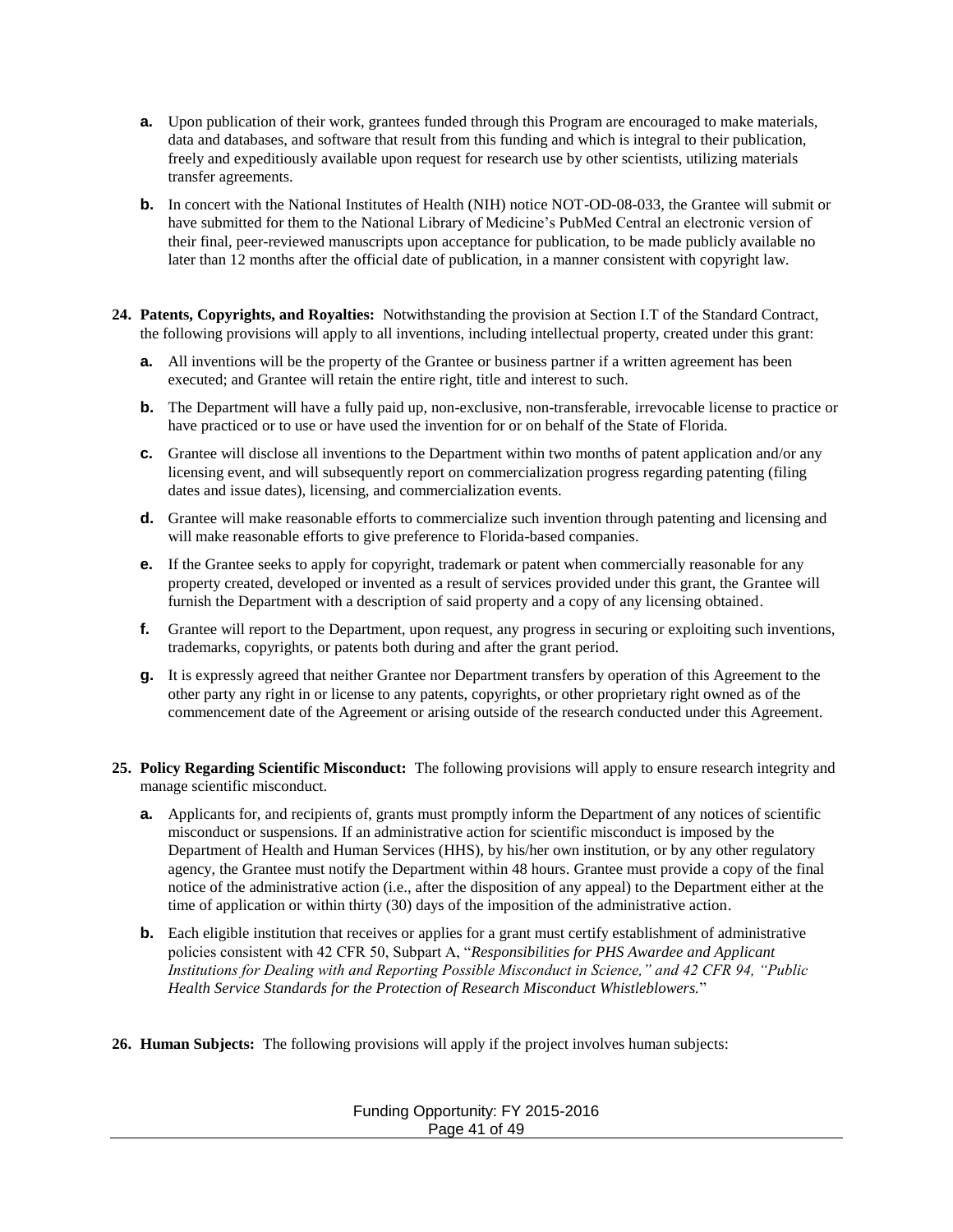- **a.** Upon publication of their work, grantees funded through this Program are encouraged to make materials, data and databases, and software that result from this funding and which is integral to their publication, freely and expeditiously available upon request for research use by other scientists, utilizing materials transfer agreements.
- **b.** In concert with the National Institutes of Health (NIH) notice NOT-OD-08-033, the Grantee will submit or have submitted for them to the National Library of Medicine's PubMed Central an electronic version of their final, peer-reviewed manuscripts upon acceptance for publication, to be made publicly available no later than 12 months after the official date of publication, in a manner consistent with copyright law.

**24. Patents, Copyrights, and Royalties:** Notwithstanding the provision at Section I.T of the Standard Contract, the following provisions will apply to all inventions, including intellectual property, created under this grant:

- **a.** All inventions will be the property of the Grantee or business partner if a written agreement has been executed; and Grantee will retain the entire right, title and interest to such.
- **b.** The Department will have a fully paid up, non-exclusive, non-transferable, irrevocable license to practice or have practiced or to use or have used the invention for or on behalf of the State of Florida.
- **c.** Grantee will disclose all inventions to the Department within two months of patent application and/or any licensing event, and will subsequently report on commercialization progress regarding patenting (filing dates and issue dates), licensing, and commercialization events.
- **d.** Grantee will make reasonable efforts to commercialize such invention through patenting and licensing and will make reasonable efforts to give preference to Florida-based companies.
- **e.** If the Grantee seeks to apply for copyright, trademark or patent when commercially reasonable for any property created, developed or invented as a result of services provided under this grant, the Grantee will furnish the Department with a description of said property and a copy of any licensing obtained.
- **f.** Grantee will report to the Department, upon request, any progress in securing or exploiting such inventions, trademarks, copyrights, or patents both during and after the grant period.
- **g.** It is expressly agreed that neither Grantee nor Department transfers by operation of this Agreement to the other party any right in or license to any patents, copyrights, or other proprietary right owned as of the commencement date of the Agreement or arising outside of the research conducted under this Agreement.

**25. Policy Regarding Scientific Misconduct:** The following provisions will apply to ensure research integrity and manage scientific misconduct.

- **a.** Applicants for, and recipients of, grants must promptly inform the Department of any notices of scientific misconduct or suspensions. If an administrative action for scientific misconduct is imposed by the Department of Health and Human Services (HHS), by his/her own institution, or by any other regulatory agency, the Grantee must notify the Department within 48 hours. Grantee must provide a copy of the final notice of the administrative action (i.e., after the disposition of any appeal) to the Department either at the time of application or within thirty (30) days of the imposition of the administrative action.
- **b.** Each eligible institution that receives or applies for a grant must certify establishment of administrative policies consistent with 42 CFR 50, Subpart A, "*Responsibilities for PHS Awardee and Applicant Institutions for Dealing with and Reporting Possible Misconduct in Science," and 42 CFR 94, "Public Health Service Standards for the Protection of Research Misconduct Whistleblowers.*"

**26. Human Subjects:** The following provisions will apply if the project involves human subjects: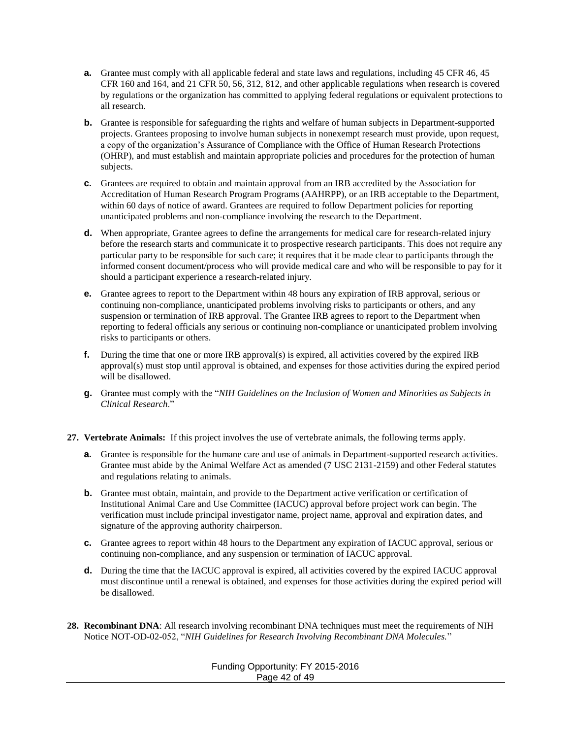- **a.** Grantee must comply with all applicable federal and state laws and regulations, including 45 CFR 46, 45 CFR 160 and 164, and 21 CFR 50, 56, 312, 812, and other applicable regulations when research is covered by regulations or the organization has committed to applying federal regulations or equivalent protections to all research.
- **b.** Grantee is responsible for safeguarding the rights and welfare of human subjects in Department-supported projects. Grantees proposing to involve human subjects in nonexempt research must provide, upon request, a copy of the organization's Assurance of Compliance with the Office of Human Research Protections (OHRP), and must establish and maintain appropriate policies and procedures for the protection of human subjects.
- **c.** Grantees are required to obtain and maintain approval from an IRB accredited by the Association for Accreditation of Human Research Program Programs (AAHRPP), or an IRB acceptable to the Department, within 60 days of notice of award. Grantees are required to follow Department policies for reporting unanticipated problems and non-compliance involving the research to the Department.
- **d.** When appropriate, Grantee agrees to define the arrangements for medical care for research-related injury before the research starts and communicate it to prospective research participants. This does not require any particular party to be responsible for such care; it requires that it be made clear to participants through the informed consent document/process who will provide medical care and who will be responsible to pay for it should a participant experience a research-related injury.
- **e.** Grantee agrees to report to the Department within 48 hours any expiration of IRB approval, serious or continuing non-compliance, unanticipated problems involving risks to participants or others, and any suspension or termination of IRB approval. The Grantee IRB agrees to report to the Department when reporting to federal officials any serious or continuing non-compliance or unanticipated problem involving risks to participants or others.
- **f.** During the time that one or more IRB approval(s) is expired, all activities covered by the expired IRB approval(s) must stop until approval is obtained, and expenses for those activities during the expired period will be disallowed.
- **g.** Grantee must comply with the "*NIH Guidelines on the Inclusion of Women and Minorities as Subjects in Clinical Research*."

**27. Vertebrate Animals:** If this project involves the use of vertebrate animals, the following terms apply.

- **a.** Grantee is responsible for the humane care and use of animals in Department-supported research activities. Grantee must abide by the Animal Welfare Act as amended (7 USC 2131-2159) and other Federal statutes and regulations relating to animals.
- **b.** Grantee must obtain, maintain, and provide to the Department active verification or certification of Institutional Animal Care and Use Committee (IACUC) approval before project work can begin. The verification must include principal investigator name, project name, approval and expiration dates, and signature of the approving authority chairperson.
- **c.** Grantee agrees to report within 48 hours to the Department any expiration of IACUC approval, serious or continuing non-compliance, and any suspension or termination of IACUC approval.
- **d.** During the time that the IACUC approval is expired, all activities covered by the expired IACUC approval must discontinue until a renewal is obtained, and expenses for those activities during the expired period will be disallowed.

**28. Recombinant DNA**: All research involving recombinant DNA techniques must meet the requirements of NIH Notice NOT-OD-02-052, "*NIH Guidelines for Research Involving Recombinant DNA Molecules.*"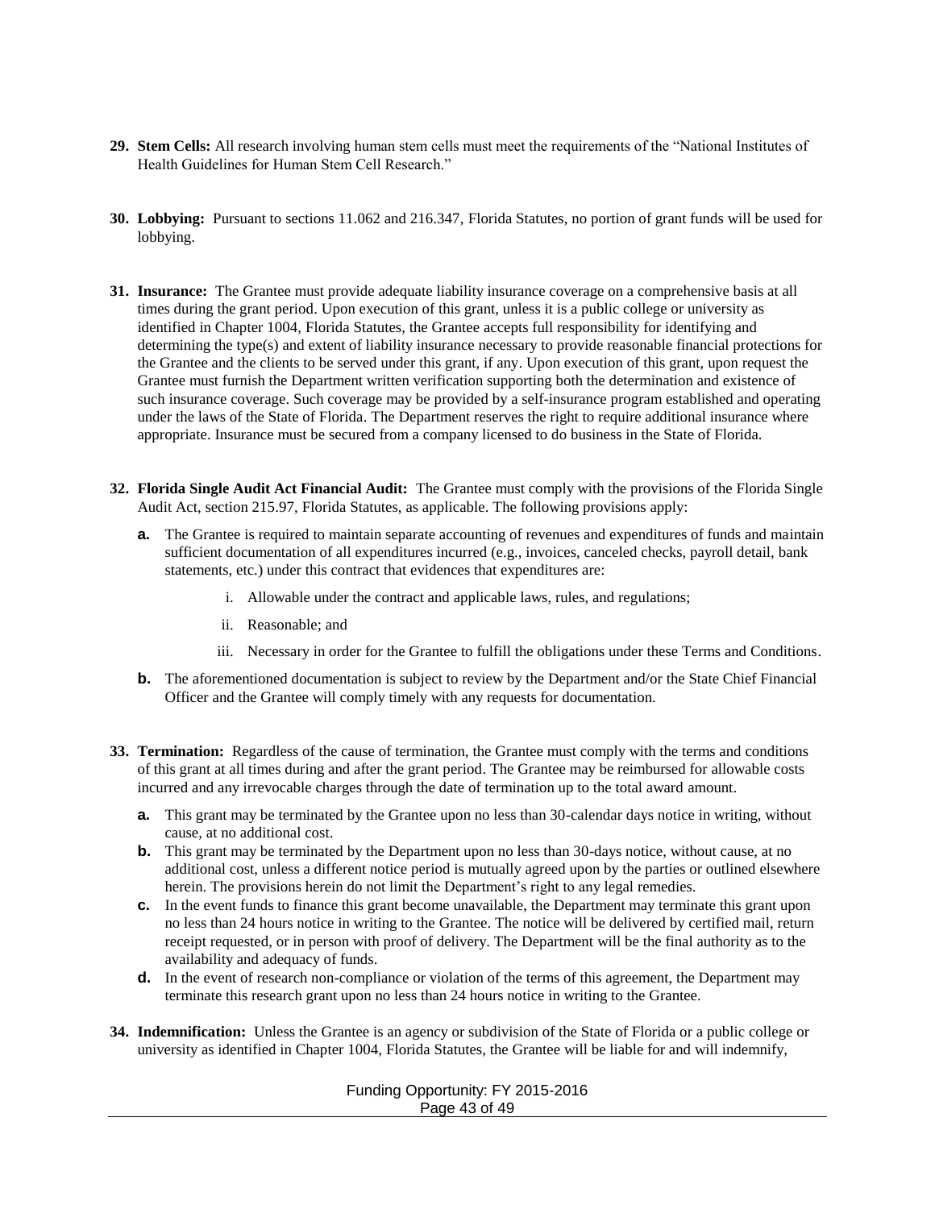29. **Stem Cells:** All research involving human stem cells must meet the requirements of the "National Institutes of Health Guidelines for Human Stem Cell Research."

30. **Lobbying:** Pursuant to sections 11.062 and 216.347, Florida Statutes, no portion of grant funds will be used for lobbying.

31. **Insurance:** The Grantee must provide adequate liability insurance coverage on a comprehensive basis at all times during the grant period. Upon execution of this grant, unless it is a public college or university as identified in Chapter 1004, Florida Statutes, the Grantee accepts full responsibility for identifying and determining the type(s) and extent of liability insurance necessary to provide reasonable financial protections for the Grantee and the clients to be served under this grant, if any. Upon execution of this grant, upon request the Grantee must furnish the Department written verification supporting both the determination and existence of such insurance coverage. Such coverage may be provided by a self-insurance program established and operating under the laws of the State of Florida. The Department reserves the right to require additional insurance where appropriate. Insurance must be secured from a company licensed to do business in the State of Florida.

32. **Florida Single Audit Act Financial Audit:** The Grantee must comply with the provisions of the Florida Single Audit Act, section 215.97, Florida Statutes, as applicable. The following provisions apply:

    a. The Grantee is required to maintain separate accounting of revenues and expenditures of funds and maintain sufficient documentation of all expenditures incurred (e.g., invoices, canceled checks, payroll detail, bank statements, etc.) under this contract that evidences that expenditures are:

        i. Allowable under the contract and applicable laws, rules, and regulations;

        ii. Reasonable; and

        iii. Necessary in order for the Grantee to fulfill the obligations under these Terms and Conditions.

    b. The aforementioned documentation is subject to review by the Department and/or the State Chief Financial Officer and the Grantee will comply timely with any requests for documentation.

33. **Termination:** Regardless of the cause of termination, the Grantee must comply with the terms and conditions of this grant at all times during and after the grant period. The Grantee may be reimbursed for allowable costs incurred and any irrevocable charges through the date of termination up to the total award amount.

    a. This grant may be terminated by the Grantee upon no less than 30-calendar days notice in writing, without cause, at no additional cost.
    b. This grant may be terminated by the Department upon no less than 30-days notice, without cause, at no additional cost, unless a different notice period is mutually agreed upon by the parties or outlined elsewhere herein. The provisions herein do not limit the Department's right to any legal remedies.
    c. In the event funds to finance this grant become unavailable, the Department may terminate this grant upon no less than 24 hours notice in writing to the Grantee. The notice will be delivered by certified mail, return receipt requested, or in person with proof of delivery. The Department will be the final authority as to the availability and adequacy of funds.
    d. In the event of research non-compliance or violation of the terms of this agreement, the Department may terminate this research grant upon no less than 24 hours notice in writing to the Grantee.

34. **Indemnification:** Unless the Grantee is an agency or subdivision of the State of Florida or a public college or university as identified in Chapter 1004, Florida Statutes, the Grantee will be liable for and will indemnify,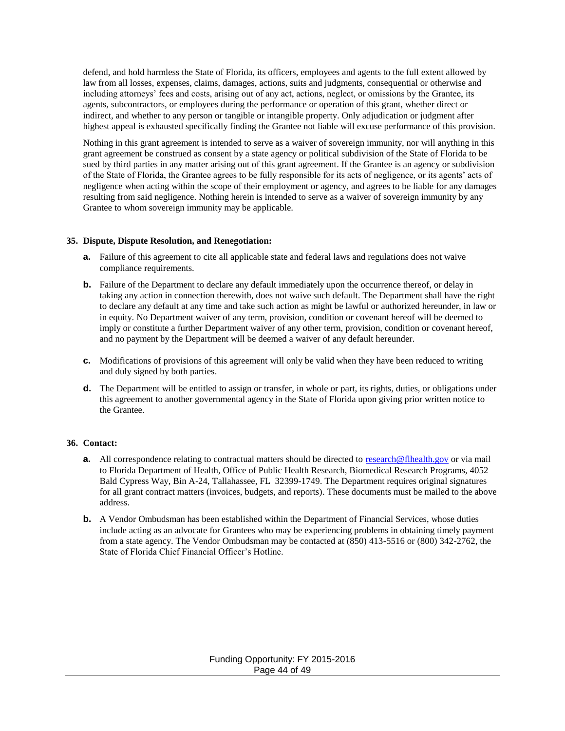defend, and hold harmless the State of Florida, its officers, employees and agents to the full extent allowed by law from all losses, expenses, claims, damages, actions, suits and judgments, consequential or otherwise and including attorneys' fees and costs, arising out of any act, actions, neglect, or omissions by the Grantee, its agents, subcontractors, or employees during the performance or operation of this grant, whether direct or indirect, and whether to any person or tangible or intangible property. Only adjudication or judgment after highest appeal is exhausted specifically finding the Grantee not liable will excuse performance of this provision.

Nothing in this grant agreement is intended to serve as a waiver of sovereign immunity, nor will anything in this grant agreement be construed as consent by a state agency or political subdivision of the State of Florida to be sued by third parties in any matter arising out of this grant agreement. If the Grantee is an agency or subdivision of the State of Florida, the Grantee agrees to be fully responsible for its acts of negligence, or its agents' acts of negligence when acting within the scope of their employment or agency, and agrees to be liable for any damages resulting from said negligence. Nothing herein is intended to serve as a waiver of sovereign immunity by any Grantee to whom sovereign immunity may be applicable.

**35. Dispute, Dispute Resolution, and Renegotiation:**

- **a.** Failure of this agreement to cite all applicable state and federal laws and regulations does not waive compliance requirements.
- **b.** Failure of the Department to declare any default immediately upon the occurrence thereof, or delay in taking any action in connection therewith, does not waive such default. The Department shall have the right to declare any default at any time and take such action as might be lawful or authorized hereunder, in law or in equity. No Department waiver of any term, provision, condition or covenant hereof will be deemed to imply or constitute a further Department waiver of any other term, provision, condition or covenant hereof, and no payment by the Department will be deemed a waiver of any default hereunder.
- **c.** Modifications of provisions of this agreement will only be valid when they have been reduced to writing and duly signed by both parties.
- **d.** The Department will be entitled to assign or transfer, in whole or part, its rights, duties, or obligations under this agreement to another governmental agency in the State of Florida upon giving prior written notice to the Grantee.

**36. Contact:**

- **a.** All correspondence relating to contractual matters should be directed to research@flhealth.gov or via mail to Florida Department of Health, Office of Public Health Research, Biomedical Research Programs, 4052 Bald Cypress Way, Bin A-24, Tallahassee, FL 32399-1749. The Department requires original signatures for all grant contract matters (invoices, budgets, and reports). These documents must be mailed to the above address.
- **b.** A Vendor Ombudsman has been established within the Department of Financial Services, whose duties include acting as an advocate for Grantees who may be experiencing problems in obtaining timely payment from a state agency. The Vendor Ombudsman may be contacted at (850) 413-5516 or (800) 342-2762, the State of Florida Chief Financial Officer's Hotline.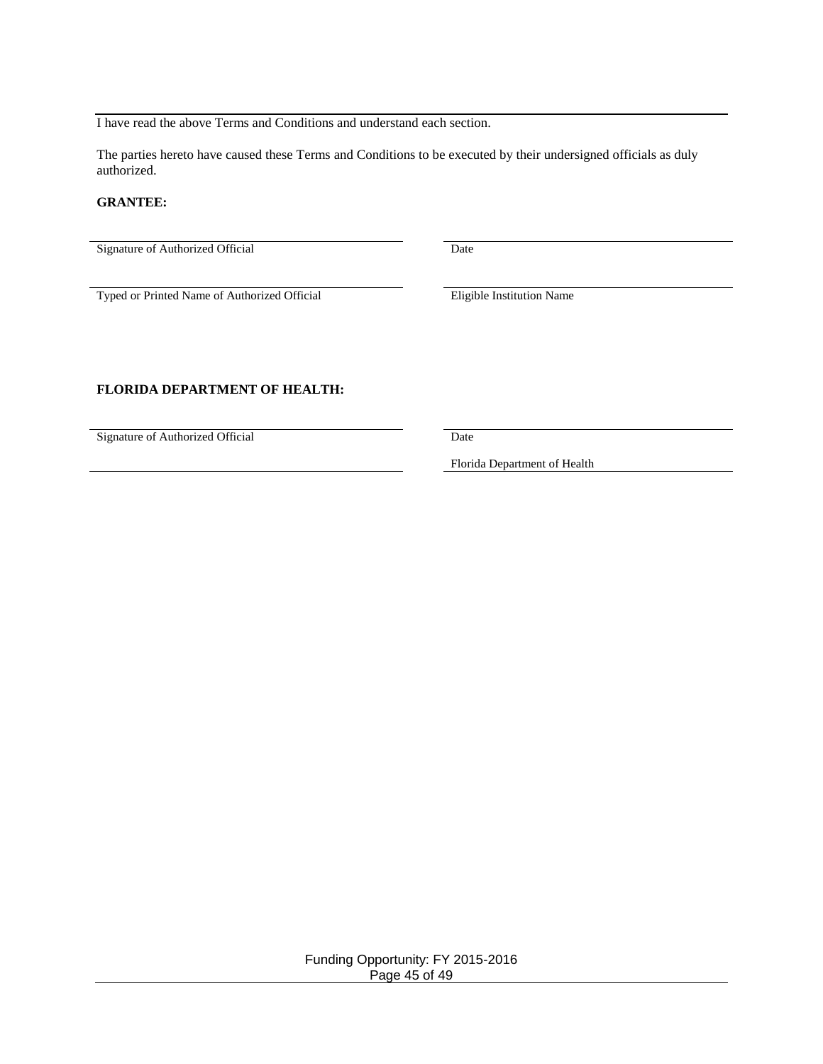I have read the above Terms and Conditions and understand each section.

The parties hereto have caused these Terms and Conditions to be executed by their undersigned officials as duly authorized.

**GRANTEE:**

| | |
|---|---|
| Signature of Authorized Official | Date |
| Typed or Printed Name of Authorized Official | Eligible Institution Name |

**FLORIDA DEPARTMENT OF HEALTH:**

| | |
|---|---|
| Signature of Authorized Official | Date |
| | Florida Department of Health |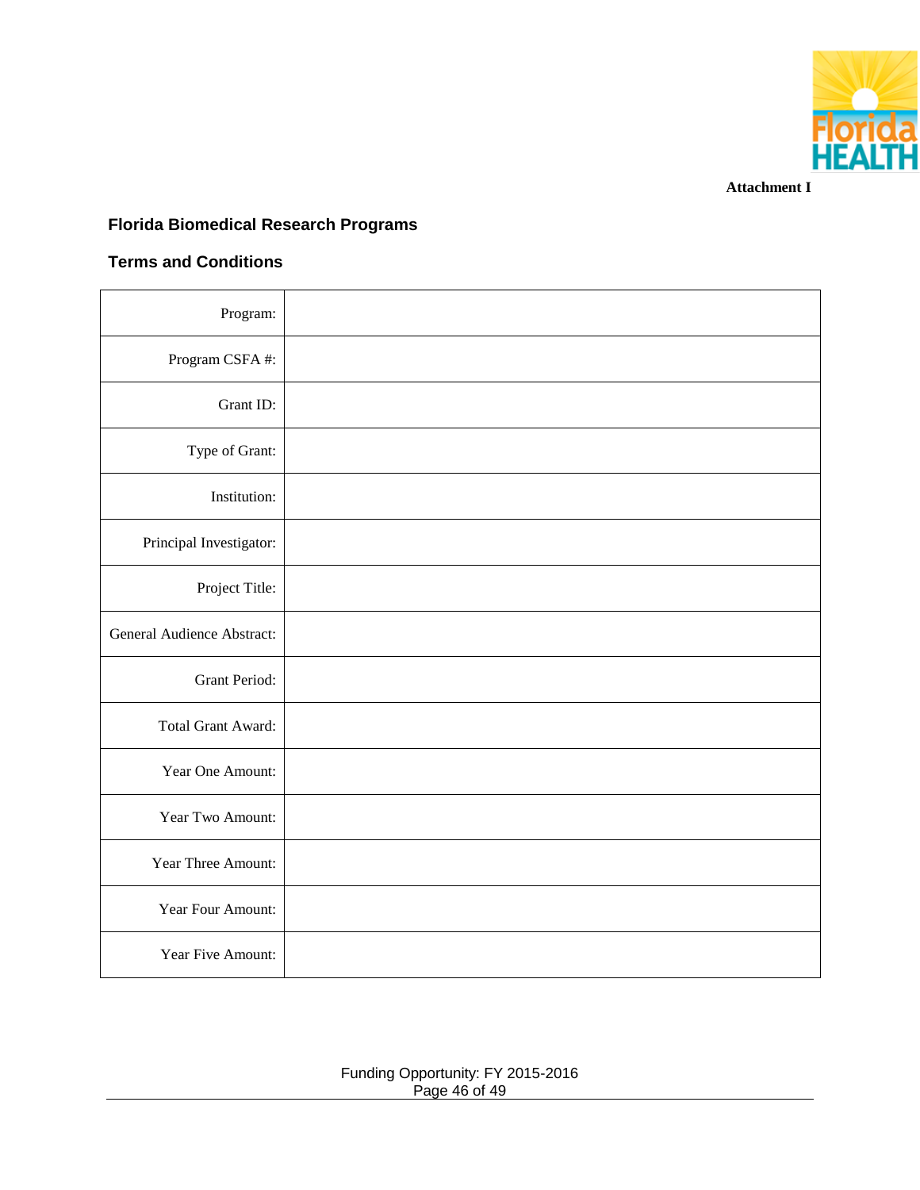Attachment I

## Florida Biomedical Research Programs

## Terms and Conditions

| | |
|---|---|
| Program: | |
| Program CSFA #: | |
| Grant ID: | |
| Type of Grant: | |
| Institution: | |
| Principal Investigator: | |
| Project Title: | |
| General Audience Abstract: | |
| Grant Period: | |
| Total Grant Award: | |
| Year One Amount: | |
| Year Two Amount: | |
| Year Three Amount: | |
| Year Four Amount: | |
| Year Five Amount: | |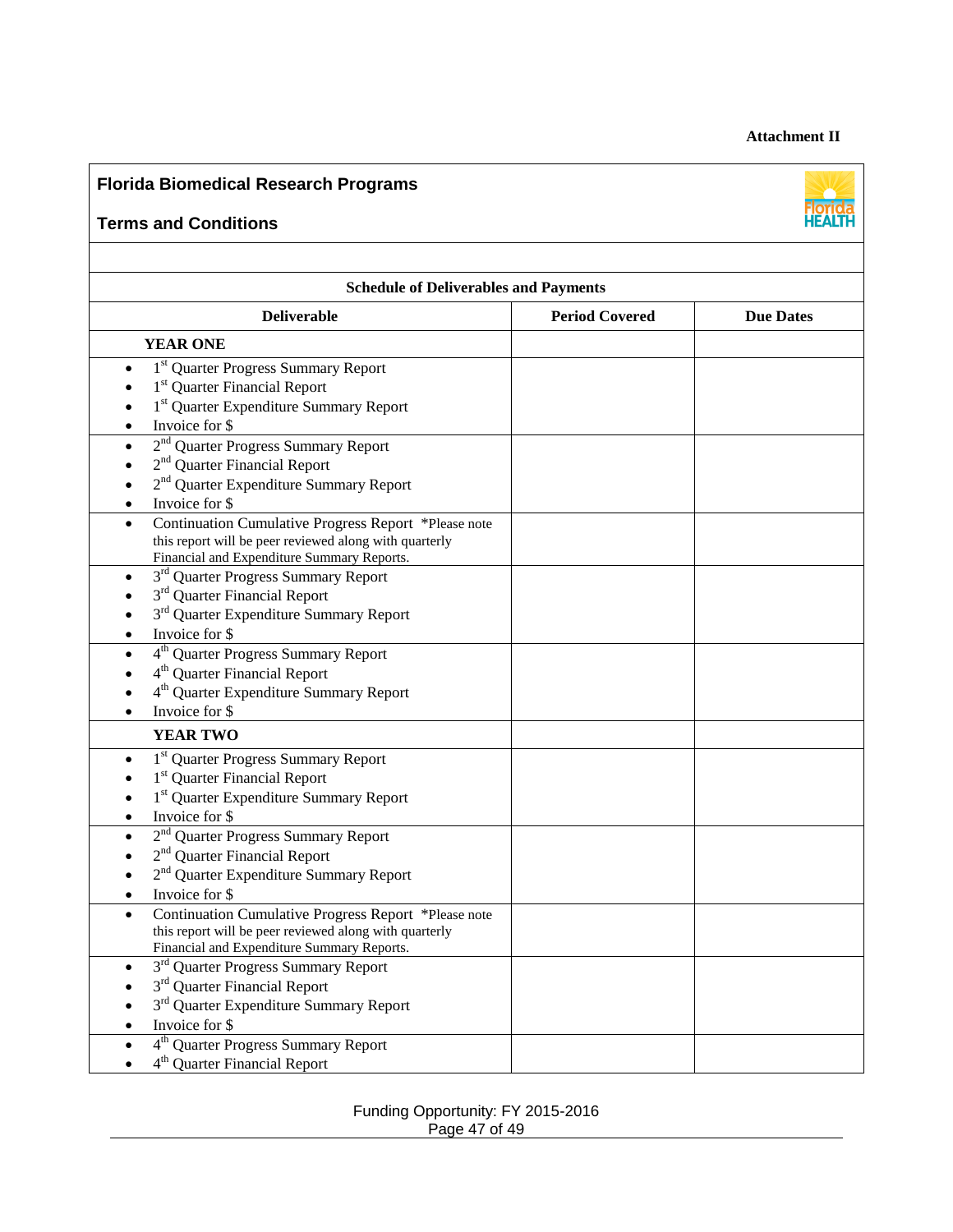**Attachment II**

**Florida Biomedical Research Programs**

**Terms and Conditions**

| Schedule of Deliverables and Payments | | |
|---|---|---|
| **Deliverable** | **Period Covered** | **Due Dates** |
| **YEAR ONE** | | |
| • 1st Quarter Progress Summary Report<br>• 1st Quarter Financial Report<br>• 1st Quarter Expenditure Summary Report<br>• Invoice for $ | | |
| • 2nd Quarter Progress Summary Report<br>• 2nd Quarter Financial Report<br>• 2nd Quarter Expenditure Summary Report<br>• Invoice for $ | | |
| • Continuation Cumulative Progress Report *Please note this report will be peer reviewed along with quarterly Financial and Expenditure Summary Reports. | | |
| • 3rd Quarter Progress Summary Report<br>• 3rd Quarter Financial Report<br>• 3rd Quarter Expenditure Summary Report<br>• Invoice for $ | | |
| • 4th Quarter Progress Summary Report<br>• 4th Quarter Financial Report<br>• 4th Quarter Expenditure Summary Report<br>• Invoice for $ | | |
| **YEAR TWO** | | |
| • 1st Quarter Progress Summary Report<br>• 1st Quarter Financial Report<br>• 1st Quarter Expenditure Summary Report<br>• Invoice for $ | | |
| • 2nd Quarter Progress Summary Report<br>• 2nd Quarter Financial Report<br>• 2nd Quarter Expenditure Summary Report<br>• Invoice for $ | | |
| • Continuation Cumulative Progress Report *Please note this report will be peer reviewed along with quarterly Financial and Expenditure Summary Reports. | | |
| • 3rd Quarter Progress Summary Report<br>• 3rd Quarter Financial Report<br>• 3rd Quarter Expenditure Summary Report<br>• Invoice for $ | | |
| • 4th Quarter Progress Summary Report<br>• 4th Quarter Financial Report | | |

Funding Opportunity: FY 2015-2016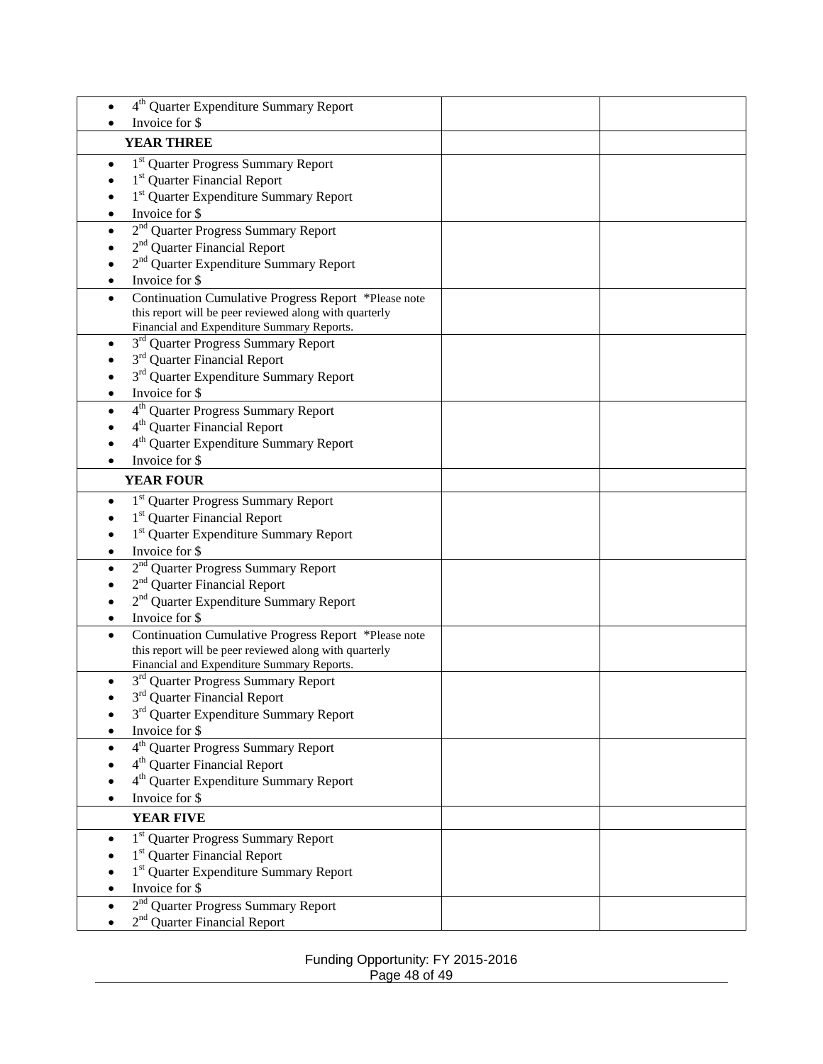| | | |
|---|---|---|
| • 4th Quarter Expenditure Summary Report<br>• Invoice for $ | | |
| **YEAR THREE** | | |
| • 1st Quarter Progress Summary Report<br>• 1st Quarter Financial Report<br>• 1st Quarter Expenditure Summary Report<br>• Invoice for $ | | |
| • 2nd Quarter Progress Summary Report<br>• 2nd Quarter Financial Report<br>• 2nd Quarter Expenditure Summary Report<br>• Invoice for $ | | |
| • Continuation Cumulative Progress Report *Please note this report will be peer reviewed along with quarterly Financial and Expenditure Summary Reports. | | |
| • 3rd Quarter Progress Summary Report<br>• 3rd Quarter Financial Report<br>• 3rd Quarter Expenditure Summary Report<br>• Invoice for $ | | |
| • 4th Quarter Progress Summary Report<br>• 4th Quarter Financial Report<br>• 4th Quarter Expenditure Summary Report<br>• Invoice for $ | | |
| **YEAR FOUR** | | |
| • 1st Quarter Progress Summary Report<br>• 1st Quarter Financial Report<br>• 1st Quarter Expenditure Summary Report<br>• Invoice for $ | | |
| • 2nd Quarter Progress Summary Report<br>• 2nd Quarter Financial Report<br>• 2nd Quarter Expenditure Summary Report<br>• Invoice for $ | | |
| • Continuation Cumulative Progress Report *Please note this report will be peer reviewed along with quarterly Financial and Expenditure Summary Reports. | | |
| • 3rd Quarter Progress Summary Report<br>• 3rd Quarter Financial Report<br>• 3rd Quarter Expenditure Summary Report<br>• Invoice for $ | | |
| • 4th Quarter Progress Summary Report<br>• 4th Quarter Financial Report<br>• 4th Quarter Expenditure Summary Report<br>• Invoice for $ | | |
| **YEAR FIVE** | | |
| • 1st Quarter Progress Summary Report<br>• 1st Quarter Financial Report<br>• 1st Quarter Expenditure Summary Report<br>• Invoice for $ | | |
| • 2nd Quarter Progress Summary Report<br>• 2nd Quarter Financial Report | | |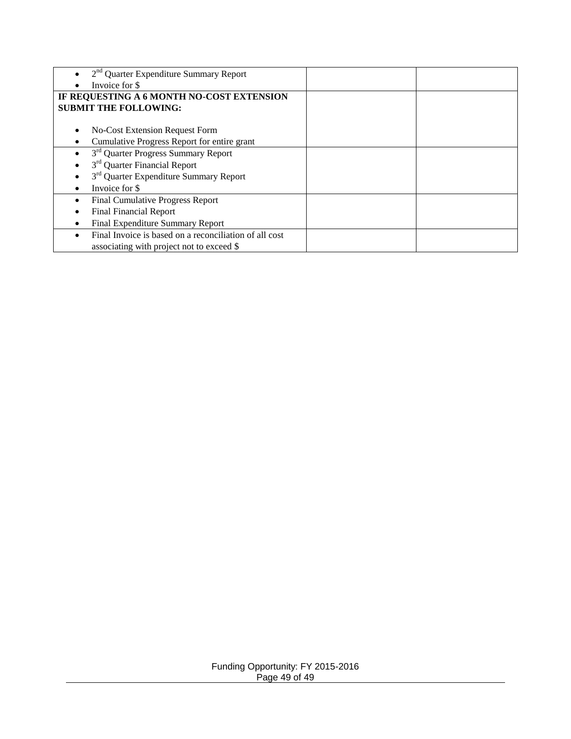| | | |
|---|---|---|
| • $2^{nd}$ Quarter Expenditure Summary Report<br>• Invoice for $ | | |
| **IF REQUESTING A 6 MONTH NO-COST EXTENSION SUBMIT THE FOLLOWING:**<br><br>• No-Cost Extension Request Form<br>• Cumulative Progress Report for entire grant | | |
| • $3^{rd}$ Quarter Progress Summary Report<br>• $3^{rd}$ Quarter Financial Report<br>• $3^{rd}$ Quarter Expenditure Summary Report<br>• Invoice for $ | | |
| • Final Cumulative Progress Report<br>• Final Financial Report<br>• Final Expenditure Summary Report | | |
| • Final Invoice is based on a reconciliation of all cost associating with project not to exceed $ | | |